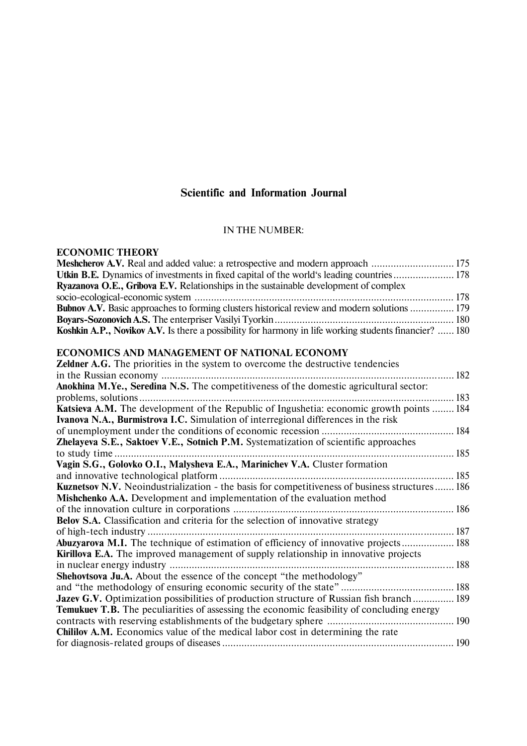## Scientific and Information Journal

IN THE NUMBER:

### ECONOMIC THEORY

**Meshcherov A.V.** Real and added value: a retrospective and modern approach .............................. 175

**Utkin B.E.** Dynamics of investments in fixed capital of the world's leading countries ...................... 178

**Ryazanova O.E., Gribova E.V.** Relationships in the sustainable development of complex socio-ecological-economic system ............................................................................................... 178

**Bubnov A.V.** Basic approaches to forming clusters historical review and modern solutions ................ 179

**Boyars-Sozonovich A.S.** The enterpriser Vasilyi Tyorkin ................................................................. 180

**Koshkin A.P., Novikov A.V.** Is there a possibility for harmony in life working students financier? ...... 180

### ECONOMICS AND MANAGEMENT OF NATIONAL ECONOMY

**Zeldner A.G.** The priorities in the system to overcome the destructive tendencies in the Russian economy ........................................................................................................... 182

**Anokhina M.Ye., Seredina N.S.** The competitiveness of the domestic agricultural sector: problems, solutions ................................................................................................................... 183

**Katsieva A.M.** The development of the Republic of Ingushetia: economic growth points ........ 184

**Ivanova N.A., Burmistrova I.C.** Simulation of interregional differences in the risk of unemployment under the conditions of economic recession ................................................ 184

**Zhelayeva S.E., Saktoev V.E., Sotnich P.M.** Systematization of scientific approaches to study time ............................................................................................................................ 185

**Vagin S.G., Golovko O.I., Malysheva E.A., Marinichev V.A.** Cluster formation and innovative technological platform ..................................................................................... 185

**Kuznetsov N.V.** Neoindustrialization - the basis for competitiveness of business structures ....... 186

**Mishchenko A.A.** Development and implementation of the evaluation method of the innovation culture in corporations ................................................................................ 186

**Belov S.A.** Classification and criteria for the selection of innovative strategy of high-tech industry ................................................................................................................ 187

**Abuzyarova M.I.** The technique of estimation of efficiency of innovative projects ................... 188

**Kirillova E.A.** The improved management of supply relationship in innovative projects in nuclear energy industry ....................................................................................................... 188

**Shehovtsova Ju.A.** About the essence of the concept "the methodology" and "the methodology of ensuring economic security of the state" ......................................... 188

**Jazev G.V.** Optimization possibilities of production structure of Russian fish branch ............... 189

**Temukuev T.B.** The peculiarities of assessing the economic feasibility of concluding energy contracts with reserving establishments of the budgetary sphere .............................................. 190

**Chililov A.M.** Economics value of the medical labor cost in determining the rate for diagnosis-related groups of diseases .................................................................................... 190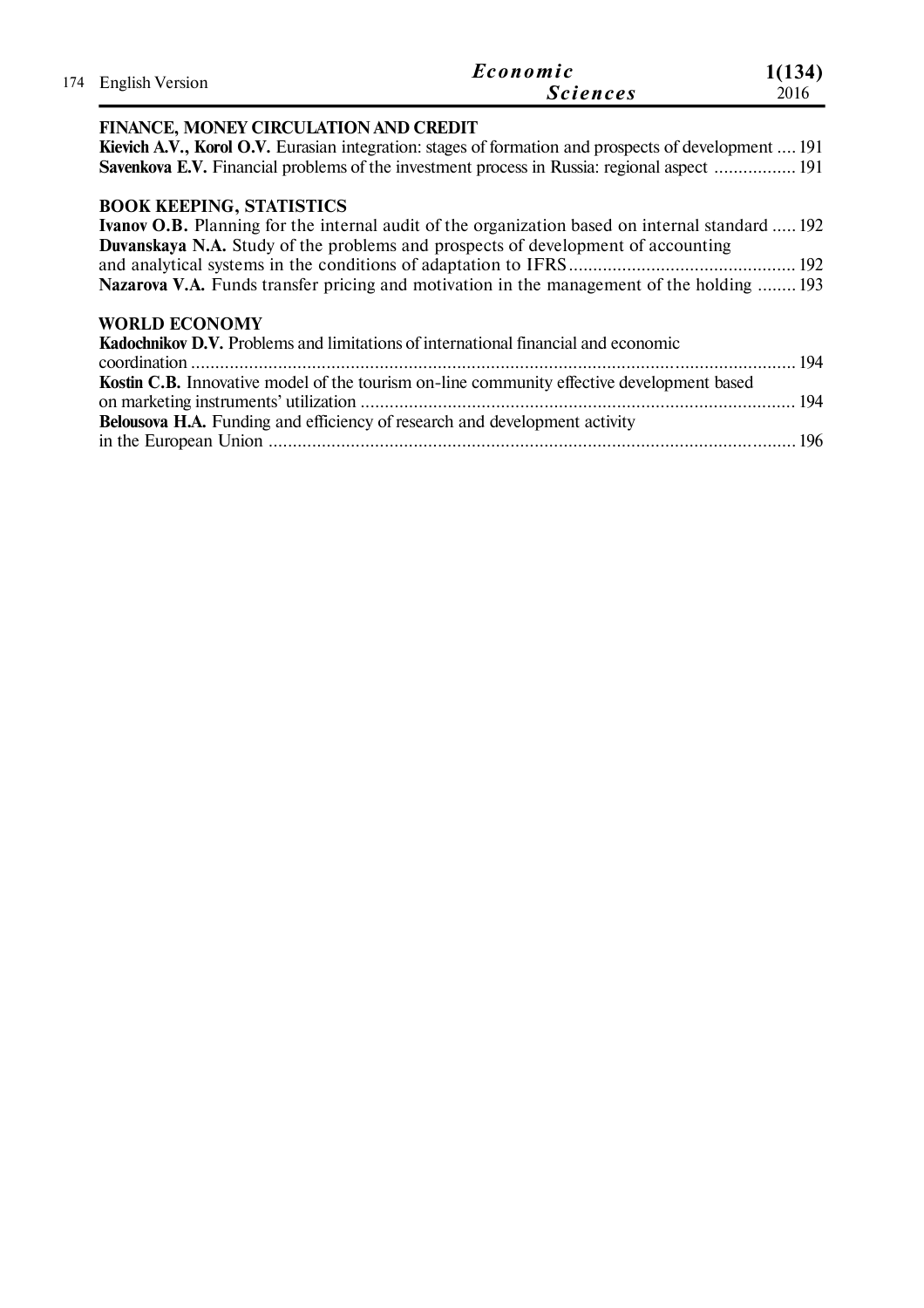## FINANCE, MONEY CIRCULATION AND CREDIT

**Kievich A.V., Korol O.V.** Eurasian integration: stages of formation and prospects of development .... 191

**Savenkova E.V.** Financial problems of the investment process in Russia: regional aspect ................. 191

## BOOK KEEPING, STATISTICS

**Ivanov O.B.** Planning for the internal audit of the organization based on internal standard ..... 192

**Duvanskaya N.A.** Study of the problems and prospects of development of accounting and analytical systems in the conditions of adaptation to IFRS ............................................... 192

**Nazarova V.A.** Funds transfer pricing and motivation in the management of the holding ........ 193

## WORLD ECONOMY

**Kadochnikov D.V.** Problems and limitations of international financial and economic coordination ............................................................................................................................ 194

**Kostin C.B.** Innovative model of the tourism on-line community effective development based on marketing instruments' utilization ........................................................................................... 194

**Belousova H.A.** Funding and efficiency of research and development activity in the European Union ............................................................................................................. 196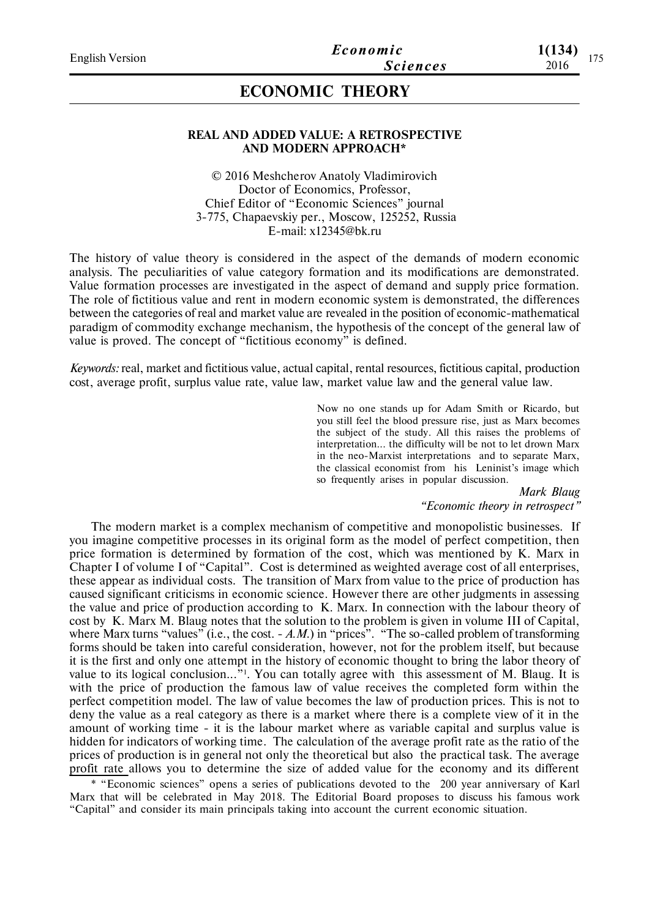# ECONOMIC THEORY

## REAL AND ADDED VALUE: A RETROSPECTIVE AND MODERN APPROACH*

© 2016 Meshcherov Anatoly Vladimirovich
Doctor of Economics, Professor,
Chief Editor of "Economic Sciences" journal
3-775, Chapaevskiy per., Moscow, 125252, Russia
E-mail: x12345@bk.ru

The history of value theory is considered in the aspect of the demands of modern economic analysis. The peculiarities of value category formation and its modifications are demonstrated. Value formation processes are investigated in the aspect of demand and supply price formation. The role of fictitious value and rent in modern economic system is demonstrated, the differences between the categories of real and market value are revealed in the position of economic-mathematical paradigm of commodity exchange mechanism, the hypothesis of the concept of the general law of value is proved. The concept of "fictitious economy" is defined.

*Keywords:* real, market and fictitious value, actual capital, rental resources, fictitious capital, production cost, average profit, surplus value rate, value law, market value law and the general value law.

> Now no one stands up for Adam Smith or Ricardo, but you still feel the blood pressure rise, just as Marx becomes the subject of the study. All this raises the problems of interpretation... the difficulty will be not to let drown Marx in the neo-Marxist interpretations and to separate Marx, the classical economist from his Leninist's image which so frequently arises in popular discussion.
>
> *Mark Blaug*
> *"Economic theory in retrospect"*

The modern market is a complex mechanism of competitive and monopolistic businesses. If you imagine competitive processes in its original form as the model of perfect competition, then price formation is determined by formation of the cost, which was mentioned by K. Marx in Chapter I of volume I of "Capital". Cost is determined as weighted average cost of all enterprises, these appear as individual costs. The transition of Marx from value to the price of production has caused significant criticisms in economic science. However there are other judgments in assessing the value and price of production according to K. Marx. In connection with the labour theory of cost by K. Marx M. Blaug notes that the solution to the problem is given in volume III of Capital, where Marx turns "values" (i.e., the cost. - *A.M.*) in "prices". "The so-called problem of transforming forms should be taken into careful consideration, however, not for the problem itself, but because it is the first and only one attempt in the history of economic thought to bring the labor theory of value to its logical conclusion..."[1]. You can totally agree with this assessment of M. Blaug. It is with the price of production the famous law of value receives the completed form within the perfect competition model. The law of value becomes the law of production prices. This is not to deny the value as a real category as there is a market where there is a complete view of it in the amount of working time - it is the labour market where as variable capital and surplus value is hidden for indicators of working time. The calculation of the average profit rate as the ratio of the prices of production is in general not only the theoretical but also the practical task. The average profit rate allows you to determine the size of added value for the economy and its different

\* "Economic sciences" opens a series of publications devoted to the 200 year anniversary of Karl Marx that will be celebrated in May 2018. The Editorial Board proposes to discuss his famous work "Capital" and consider its main principals taking into account the current economic situation.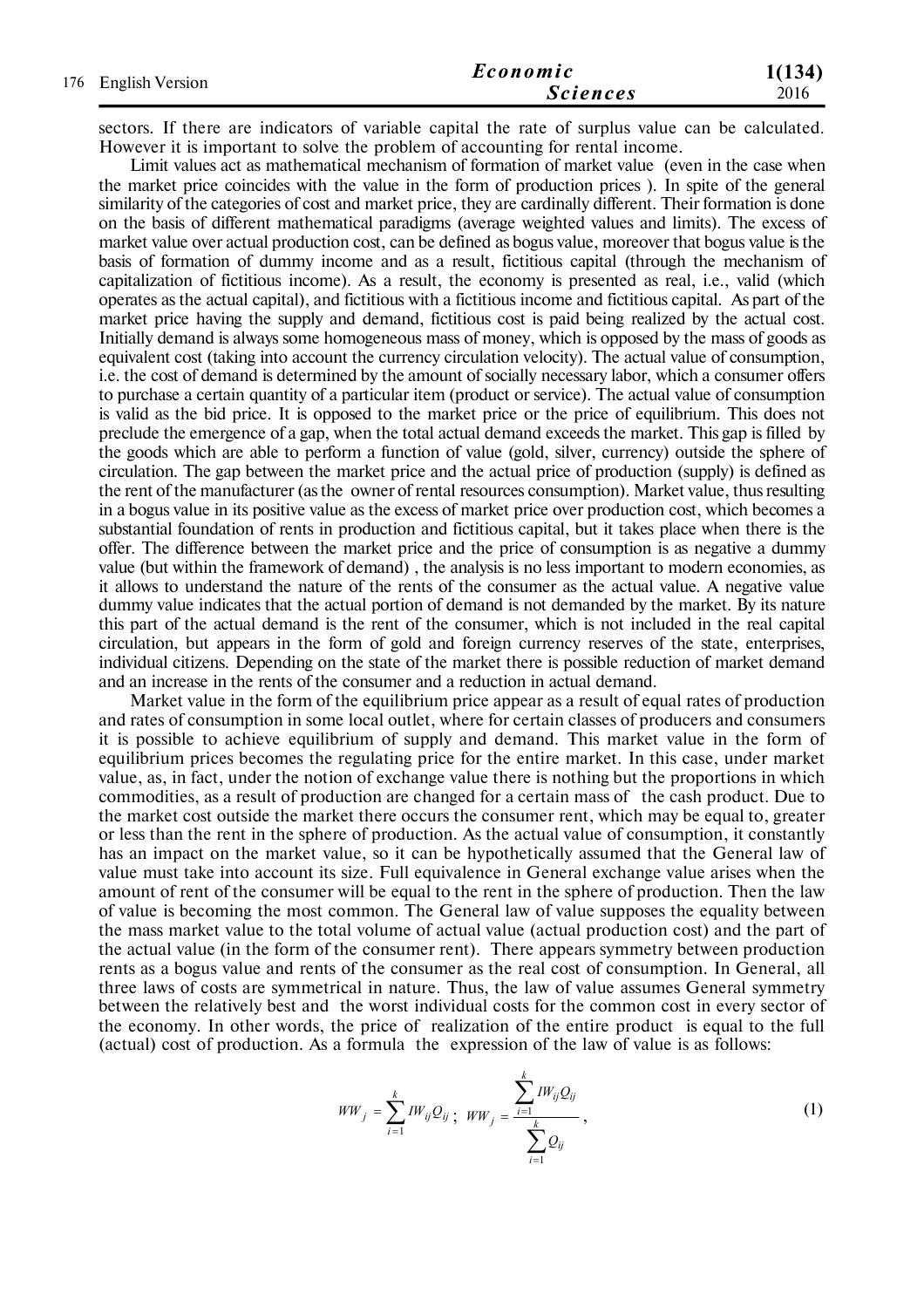sectors. If there are indicators of variable capital the rate of surplus value can be calculated. However it is important to solve the problem of accounting for rental income.

Limit values act as mathematical mechanism of formation of market value (even in the case when the market price coincides with the value in the form of production prices ). In spite of the general similarity of the categories of cost and market price, they are cardinally different. Their formation is done on the basis of different mathematical paradigms (average weighted values and limits). The excess of market value over actual production cost, can be defined as bogus value, moreover that bogus value is the basis of formation of dummy income and as a result, fictitious capital (through the mechanism of capitalization of fictitious income). As a result, the economy is presented as real, i.e., valid (which operates as the actual capital), and fictitious with a fictitious income and fictitious capital. As part of the market price having the supply and demand, fictitious cost is paid being realized by the actual cost. Initially demand is always some homogeneous mass of money, which is opposed by the mass of goods as equivalent cost (taking into account the currency circulation velocity). The actual value of consumption, i.e. the cost of demand is determined by the amount of socially necessary labor, which a consumer offers to purchase a certain quantity of a particular item (product or service). The actual value of consumption is valid as the bid price. It is opposed to the market price or the price of equilibrium. This does not preclude the emergence of a gap, when the total actual demand exceeds the market. This gap is filled by the goods which are able to perform a function of value (gold, silver, currency) outside the sphere of circulation. The gap between the market price and the actual price of production (supply) is defined as the rent of the manufacturer (as the owner of rental resources consumption). Market value, thus resulting in a bogus value in its positive value as the excess of market price over production cost, which becomes a substantial foundation of rents in production and fictitious capital, but it takes place when there is the offer. The difference between the market price and the price of consumption is as negative a dummy value (but within the framework of demand) , the analysis is no less important to modern economies, as it allows to understand the nature of the rents of the consumer as the actual value. A negative value dummy value indicates that the actual portion of demand is not demanded by the market. By its nature this part of the actual demand is the rent of the consumer, which is not included in the real capital circulation, but appears in the form of gold and foreign currency reserves of the state, enterprises, individual citizens. Depending on the state of the market there is possible reduction of market demand and an increase in the rents of the consumer and a reduction in actual demand.

Market value in the form of the equilibrium price appear as a result of equal rates of production and rates of consumption in some local outlet, where for certain classes of producers and consumers it is possible to achieve equilibrium of supply and demand. This market value in the form of equilibrium prices becomes the regulating price for the entire market. In this case, under market value, as, in fact, under the notion of exchange value there is nothing but the proportions in which commodities, as a result of production are changed for a certain mass of the cash product. Due to the market cost outside the market there occurs the consumer rent, which may be equal to, greater or less than the rent in the sphere of production. As the actual value of consumption, it constantly has an impact on the market value, so it can be hypothetically assumed that the General law of value must take into account its size. Full equivalence in General exchange value arises when the amount of rent of the consumer will be equal to the rent in the sphere of production. Then the law of value is becoming the most common. The General law of value supposes the equality between the mass market value to the total volume of actual value (actual production cost) and the part of the actual value (in the form of the consumer rent). There appears symmetry between production rents as a bogus value and rents of the consumer as the real cost of consumption. In General, all three laws of costs are symmetrical in nature. Thus, the law of value assumes General symmetry between the relatively best and the worst individual costs for the common cost in every sector of the economy. In other words, the price of realization of the entire product is equal to the full (actual) cost of production. As a formula the expression of the law of value is as follows:

$$WW_j = \sum_{i=1}^{k} IW_{ij} Q_{ij}; \quad WW_j = \frac{\sum_{i=1}^{k} IW_{ij} Q_{ij}}{\sum_{i=1}^{k} Q_{ij}}, \tag{1}$$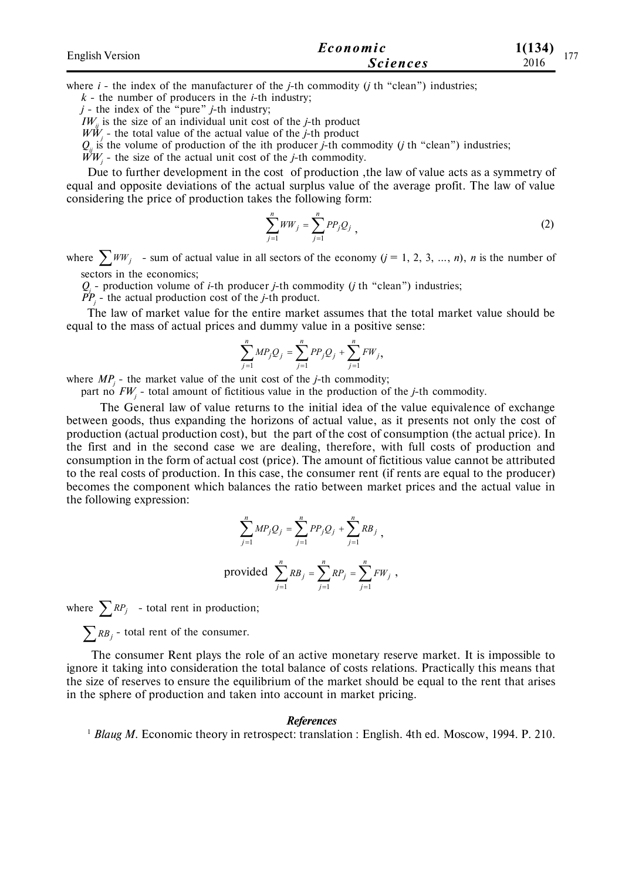where $i$ - the index of the manufacturer of the $j$-th commodity ($j$ th "clean") industries;

$k$ - the number of producers in the $i$-th industry;

$j$ - the index of the "pure" $j$-th industry;

$IW_{ij}$ is the size of an individual unit cost of the $j$-th product

$WW_j$ - the total value of the actual value of the $j$-th product

$Q_{ij}$ is the volume of production of the ith producer $j$-th commodity ($j$ th "clean") industries;

$WW_j$ - the size of the actual unit cost of the $j$-th commodity.

Due to further development in the cost of production ,the law of value acts as a symmetry of equal and opposite deviations of the actual surplus value of the average profit. The law of value considering the price of production takes the following form:

$$\sum_{j=1}^{n} WW_j = \sum_{j=1}^{n} PP_j Q_j , \qquad (2)$$

where $\sum WW_j$ - sum of actual value in all sectors of the economy ($j$ = 1, 2, 3, ..., $n$), $n$ is the number of sectors in the economics;

$Q_j$ - production volume of $i$-th producer $j$-th commodity ($j$ th "clean") industries;

$PP_j$ - the actual production cost of the $j$-th product.

The law of market value for the entire market assumes that the total market value should be equal to the mass of actual prices and dummy value in a positive sense:

$$\sum_{j=1}^{n} MP_j Q_j = \sum_{j=1}^{n} PP_j Q_j + \sum_{j=1}^{n} FW_j ,$$

where $MP_j$ - the market value of the unit cost of the $j$-th commodity;

part no $FW_j$ - total amount of fictitious value in the production of the $j$-th commodity.

The General law of value returns to the initial idea of the value equivalence of exchange between goods, thus expanding the horizons of actual value, as it presents not only the cost of production (actual production cost), but the part of the cost of consumption (the actual price). In the first and in the second case we are dealing, therefore, with full costs of production and consumption in the form of actual cost (price). The amount of fictitious value cannot be attributed to the real costs of production. In this case, the consumer rent (if rents are equal to the producer) becomes the component which balances the ratio between market prices and the actual value in the following expression:

$$\sum_{j=1}^{n} MP_j Q_j = \sum_{j=1}^{n} PP_j Q_j + \sum_{j=1}^{n} RB_j ,$$

$$\text{provided } \sum_{j=1}^{n} RB_j = \sum_{j=1}^{n} RP_j = \sum_{j=1}^{n} FW_j ,$$

where $\sum RP_j$ - total rent in production;

$\sum RB_j$ - total rent of the consumer.

The consumer Rent plays the role of an active monetary reserve market. It is impossible to ignore it taking into consideration the total balance of costs relations. Practically this means that the size of reserves to ensure the equilibrium of the market should be equal to the rent that arises in the sphere of production and taken into account in market pricing.

### References

[1] *Blaug M*. Economic theory in retrospect: translation : English. 4th ed. Moscow, 1994. P. 210.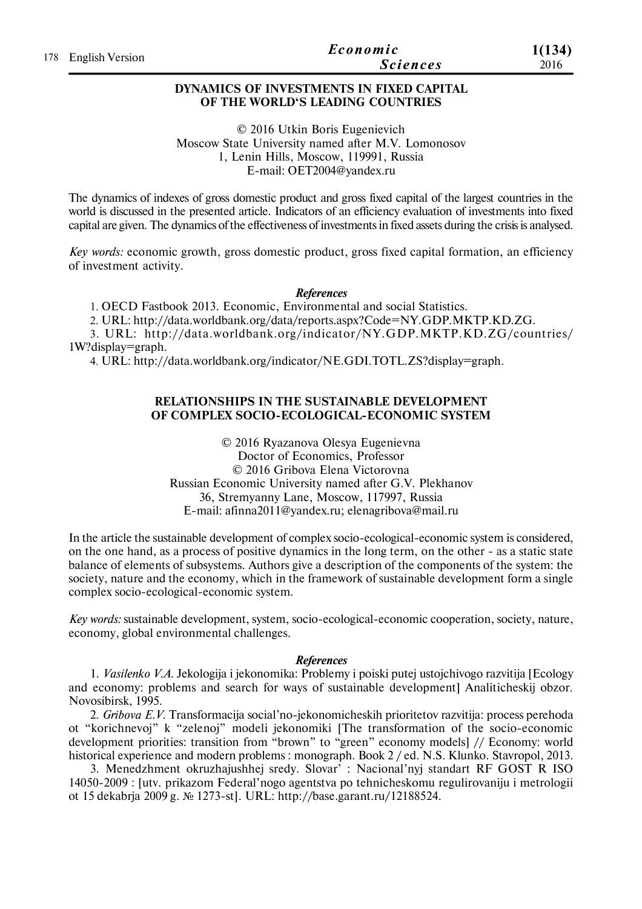## DYNAMICS OF INVESTMENTS IN FIXED CAPITAL OF THE WORLD'S LEADING COUNTRIES

© 2016 Utkin Boris Eugenievich
Moscow State University named after M.V. Lomonosov
1, Lenin Hills, Moscow, 119991, Russia
E-mail: OET2004@yandex.ru

The dynamics of indexes of gross domestic product and gross fixed capital of the largest countries in the world is discussed in the presented article. Indicators of an efficiency evaluation of investments into fixed capital are given. The dynamics of the effectiveness of investments in fixed assets during the crisis is analysed.

*Key words:* economic growth, gross domestic product, gross fixed capital formation, an efficiency of investment activity.

### *References*

1. OECD Fastbook 2013. Economic, Environmental and social Statistics.
2. URL: http://data.worldbank.org/data/reports.aspx?Code=NY.GDP.MKTP.KD.ZG.
3. URL: http://data.worldbank.org/indicator/NY.GDP.MKTP.KD.ZG/countries/1W?display=graph.
4. URL: http://data.worldbank.org/indicator/NE.GDI.TOTL.ZS?display=graph.

## RELATIONSHIPS IN THE SUSTAINABLE DEVELOPMENT OF COMPLEX SOCIO-ECOLOGICAL-ECONOMIC SYSTEM

© 2016 Ryazanova Olesya Eugenievna
Doctor of Economics, Professor
© 2016 Gribova Elena Victorovna
Russian Economic University named after G.V. Plekhanov
36, Stremyanny Lane, Moscow, 117997, Russia
E-mail: afinna2011@yandex.ru; elenagribova@mail.ru

In the article the sustainable development of complex socio-ecological-economic system is considered, on the one hand, as a process of positive dynamics in the long term, on the other - as a static state balance of elements of subsystems. Authors give a description of the components of the system: the society, nature and the economy, which in the framework of sustainable development form a single complex socio-ecological-economic system.

*Key words:* sustainable development, system, socio-ecological-economic cooperation, society, nature, economy, global environmental challenges.

### *References*

1. *Vasilenko V.A.* Jekologija i jekonomika: Problemy i poiski putej ustojchivogo razvitija [Ecology and economy: problems and search for ways of sustainable development] Analiticheskij obzor. Novosibirsk, 1995.
2. *Gribova E.V.* Transformacija social'no-jekonomicheskih prioritetov razvitija: process perehoda ot "korichnevoj" k "zelenoj" modeli jekonomiki [The transformation of the socio-economic development priorities: transition from "brown" to "green" economy models] // Economy: world historical experience and modern problems : monograph. Book 2 / ed. N.S. Klunko. Stavropol, 2013.
3. Menedzhment okruzhajushhej sredy. Slovar' : Nacional'nyj standart RF GOST R ISO 14050-2009 : [utv. prikazom Federal'nogo agentstva po tehnicheskomu regulirovaniju i metrologii ot 15 dekabrja 2009 g. № 1273-st]. URL: http://base.garant.ru/12188524.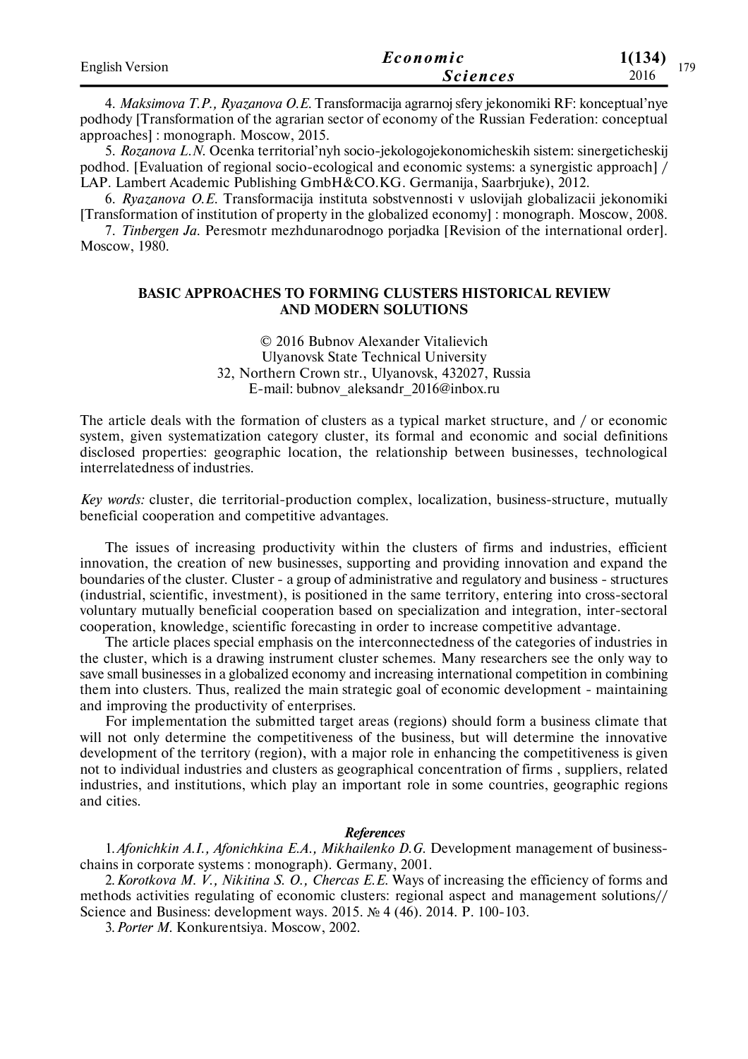4. *Maksimova T.P., Ryazanova O.E.* Transformacija agrarnoj sfery jekonomiki RF: konceptual'nye podhody [Transformation of the agrarian sector of economy of the Russian Federation: conceptual approaches] : monograph. Moscow, 2015.

5. *Rozanova L.N.* Ocenka territorial'nyh socio-jekologojekonomicheskih sistem: sinergeticheskij podhod. [Evaluation of regional socio-ecological and economic systems: a synergistic approach] / LAP. Lambert Academic Publishing GmbH&CO.KG. Germanija, Saarbrjuke), 2012.

6. *Ryazanova O.E.* Transformacija instituta sobstvennosti v uslovijah globalizacii jekonomiki [Transformation of institution of property in the globalized economy] : monograph. Moscow, 2008.

7. *Tinbergen Ja.* Peresmotr mezhdunarodnogo porjadka [Revision of the international order]. Moscow, 1980.

## BASIC APPROACHES TO FORMING CLUSTERS HISTORICAL REVIEW AND MODERN SOLUTIONS

© 2016 Bubnov Alexander Vitalievich
Ulyanovsk State Technical University
32, Northern Crown str., Ulyanovsk, 432027, Russia
E-mail: bubnov_aleksandr_2016@inbox.ru

The article deals with the formation of clusters as a typical market structure, and / or economic system, given systematization category cluster, its formal and economic and social definitions disclosed properties: geographic location, the relationship between businesses, technological interrelatedness of industries.

*Key words:* cluster, die territorial-production complex, localization, business-structure, mutually beneficial cooperation and competitive advantages.

The issues of increasing productivity within the clusters of firms and industries, efficient innovation, the creation of new businesses, supporting and providing innovation and expand the boundaries of the cluster. Cluster - a group of administrative and regulatory and business - structures (industrial, scientific, investment), is positioned in the same territory, entering into cross-sectoral voluntary mutually beneficial cooperation based on specialization and integration, inter-sectoral cooperation, knowledge, scientific forecasting in order to increase competitive advantage.

The article places special emphasis on the interconnectedness of the categories of industries in the cluster, which is a drawing instrument cluster schemes. Many researchers see the only way to save small businesses in a globalized economy and increasing international competition in combining them into clusters. Thus, realized the main strategic goal of economic development - maintaining and improving the productivity of enterprises.

For implementation the submitted target areas (regions) should form a business climate that will not only determine the competitiveness of the business, but will determine the innovative development of the territory (region), with a major role in enhancing the competitiveness is given not to individual industries and clusters as geographical concentration of firms , suppliers, related industries, and institutions, which play an important role in some countries, geographic regions and cities.

### *References*

1. *Afonichkin A.I., Afonichkina E.A., Mikhailenko D.G.* Development management of business-chains in corporate systems : monograph). Germany, 2001.

2. *Korotkova M. V., Nikitina S. O., Chercas E.E.* Ways of increasing the efficiency of forms and methods activities regulating of economic clusters: regional aspect and management solutions// Science and Business: development ways. 2015. № 4 (46). 2014. P. 100-103.

3. *Porter M.* Konkurentsiya. Moscow, 2002.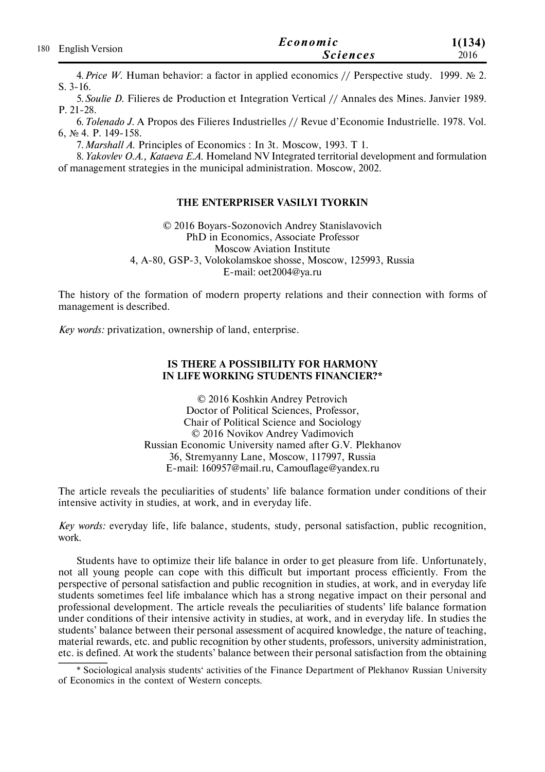4. *Price W.* Human behavior: a factor in applied economics // Perspective study. 1999. № 2. S. 3-16.

5. *Soulie D.* Filieres de Production et Integration Vertical // Annales des Mines. Janvier 1989. P. 21-28.

6. *Tolenado J.* A Propos des Filieres Industrielles // Revue d'Economie Industrielle. 1978. Vol. 6, № 4. P. 149-158.

7. *Marshall A.* Principles of Economics : In 3t. Moscow, 1993. T 1.

8. *Yakovlev O.A., Kataeva E.A.* Homeland NV Integrated territorial development and formulation of management strategies in the municipal administration. Moscow, 2002.

## THE ENTERPRISER VASILYI TYORKIN

© 2016 Boyars-Sozonovich Andrey Stanislavovich
PhD in Economics, Associate Professor
Moscow Aviation Institute
4, A-80, GSP-3, Volokolamskoe shosse, Moscow, 125993, Russia
E-mail: oet2004@ya.ru

The history of the formation of modern property relations and their connection with forms of management is described.

*Key words:* privatization, ownership of land, enterprise.

## IS THERE A POSSIBILITY FOR HARMONY IN LIFE WORKING STUDENTS FINANCIER?*

© 2016 Koshkin Andrey Petrovich
Doctor of Political Sciences, Professor,
Chair of Political Science and Sociology
© 2016 Novikov Andrey Vadimovich
Russian Economic University named after G.V. Plekhanov
36, Stremyanny Lane, Moscow, 117997, Russia
E-mail: 160957@mail.ru, Camouflage@yandex.ru

The article reveals the peculiarities of students' life balance formation under conditions of their intensive activity in studies, at work, and in everyday life.

*Key words:* everyday life, life balance, students, study, personal satisfaction, public recognition, work.

Students have to optimize their life balance in order to get pleasure from life. Unfortunately, not all young people can cope with this difficult but important process efficiently. From the perspective of personal satisfaction and public recognition in studies, at work, and in everyday life students sometimes feel life imbalance which has a strong negative impact on their personal and professional development. The article reveals the peculiarities of students' life balance formation under conditions of their intensive activity in studies, at work, and in everyday life. In studies the students' balance between their personal assessment of acquired knowledge, the nature of teaching, material rewards, etc. and public recognition by other students, professors, university administration, etc. is defined. At work the students' balance between their personal satisfaction from the obtaining

\* Sociological analysis students' activities of the Finance Department of Plekhanov Russian University of Economics in the context of Western concepts.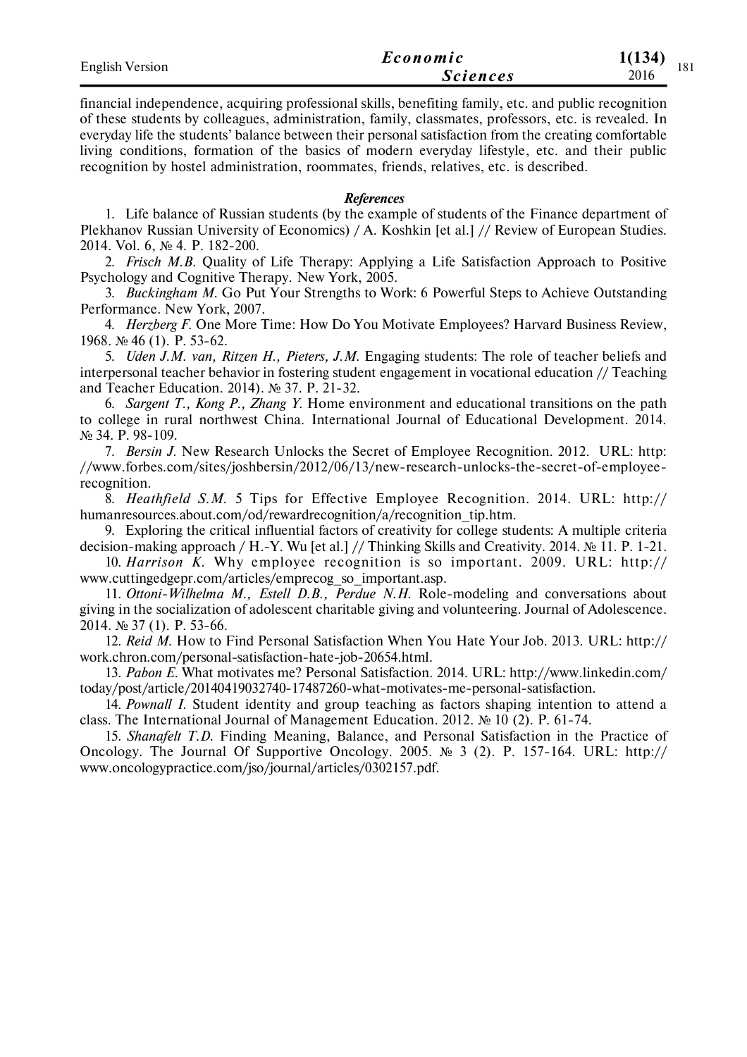financial independence, acquiring professional skills, benefiting family, etc. and public recognition of these students by colleagues, administration, family, classmates, professors, etc. is revealed. In everyday life the students' balance between their personal satisfaction from the creating comfortable living conditions, formation of the basics of modern everyday lifestyle, etc. and their public recognition by hostel administration, roommates, friends, relatives, etc. is described.

### *References*

1. Life balance of Russian students (by the example of students of the Finance department of Plekhanov Russian University of Economics) / A. Koshkin [et al.] // Review of European Studies. 2014. Vol. 6, № 4. P. 182-200.
2. *Frisch M.B.* Quality of Life Therapy: Applying a Life Satisfaction Approach to Positive Psychology and Cognitive Therapy. New York, 2005.
3. *Buckingham M.* Go Put Your Strengths to Work: 6 Powerful Steps to Achieve Outstanding Performance. New York, 2007.
4. *Herzberg F.* One More Time: How Do You Motivate Employees? Harvard Business Review, 1968. № 46 (1). P. 53-62.
5. *Uden J.M. van, Ritzen H., Pieters, J.M.* Engaging students: The role of teacher beliefs and interpersonal teacher behavior in fostering student engagement in vocational education // Teaching and Teacher Education. 2014). № 37. P. 21-32.
6. *Sargent T., Kong P., Zhang Y.* Home environment and educational transitions on the path to college in rural northwest China. International Journal of Educational Development. 2014. № 34. P. 98-109.
7. *Bersin J.* New Research Unlocks the Secret of Employee Recognition. 2012. URL: http://www.forbes.com/sites/joshbersin/2012/06/13/new-research-unlocks-the-secret-of-employee-recognition.
8. *Heathfield S.M.* 5 Tips for Effective Employee Recognition. 2014. URL: http://humanresources.about.com/od/rewardrecognition/a/recognition_tip.htm.
9. Exploring the critical influential factors of creativity for college students: A multiple criteria decision-making approach / H.-Y. Wu [et al.] // Thinking Skills and Creativity. 2014. № 11. P. 1-21.
10. *Harrison K.* Why employee recognition is so important. 2009. URL: http://www.cuttingedgepr.com/articles/emprecog_so_important.asp.
11. *Ottoni-Wilhelma M., Estell D.B., Perdue N.H.* Role-modeling and conversations about giving in the socialization of adolescent charitable giving and volunteering. Journal of Adolescence. 2014. № 37 (1). P. 53-66.
12. *Reid M.* How to Find Personal Satisfaction When You Hate Your Job. 2013. URL: http://work.chron.com/personal-satisfaction-hate-job-20654.html.
13. *Pabon E.* What motivates me? Personal Satisfaction. 2014. URL: http://www.linkedin.com/today/post/article/20140419032740-17487260-what-motivates-me-personal-satisfaction.
14. *Pownall I.* Student identity and group teaching as factors shaping intention to attend a class. The International Journal of Management Education. 2012. № 10 (2). P. 61-74.
15. *Shanafelt T.D.* Finding Meaning, Balance, and Personal Satisfaction in the Practice of Oncology. The Journal Of Supportive Oncology. 2005. № 3 (2). P. 157-164. URL: http://www.oncologypractice.com/jso/journal/articles/0302157.pdf.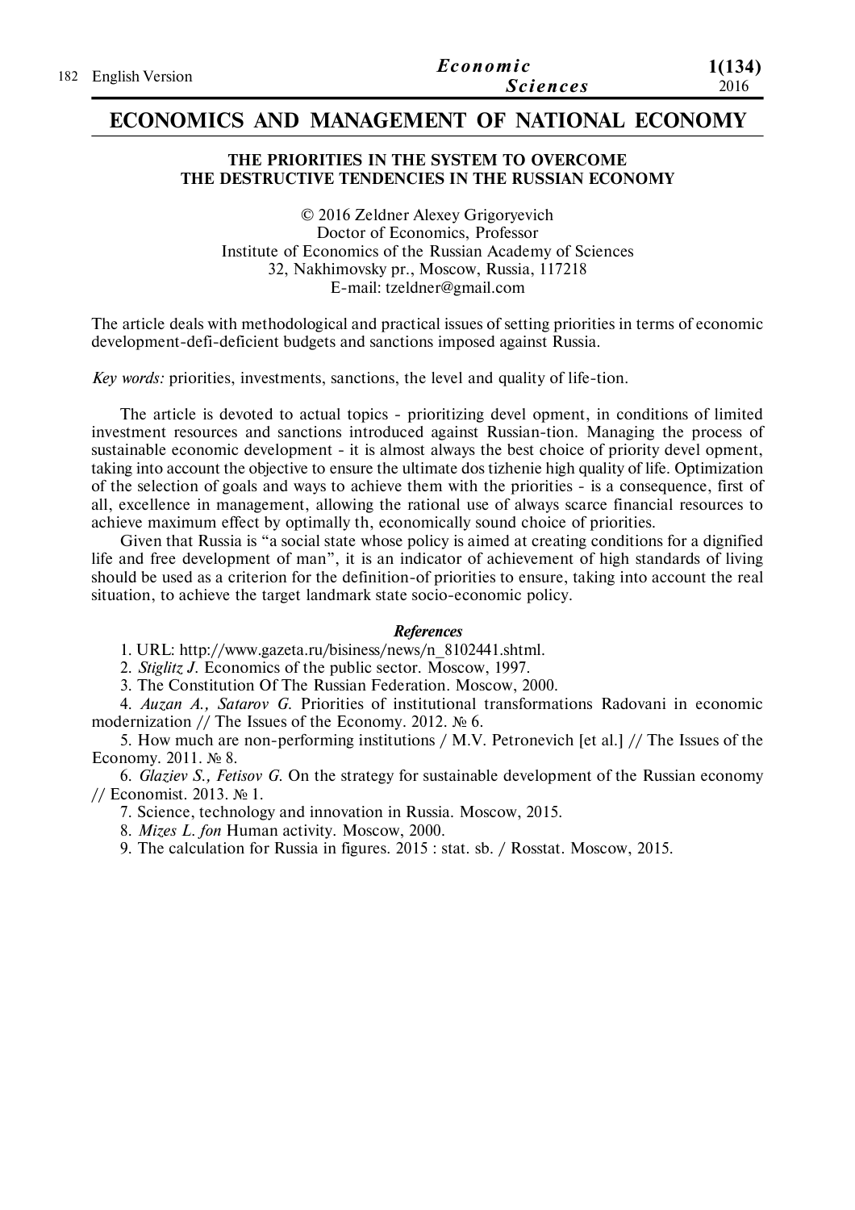## ECONOMICS AND MANAGEMENT OF NATIONAL ECONOMY

### THE PRIORITIES IN THE SYSTEM TO OVERCOME THE DESTRUCTIVE TENDENCIES IN THE RUSSIAN ECONOMY

© 2016 Zeldner Alexey Grigoryevich
Doctor of Economics, Professor
Institute of Economics of the Russian Academy of Sciences
32, Nakhimovsky pr., Moscow, Russia, 117218
E-mail: tzeldner@gmail.com

The article deals with methodological and practical issues of setting priorities in terms of economic development-defi-deficient budgets and sanctions imposed against Russia.

*Key words:* priorities, investments, sanctions, the level and quality of life-tion.

The article is devoted to actual topics - prioritizing devel opment, in conditions of limited investment resources and sanctions introduced against Russian-tion. Managing the process of sustainable economic development - it is almost always the best choice of priority devel opment, taking into account the objective to ensure the ultimate dos tizhenie high quality of life. Optimization of the selection of goals and ways to achieve them with the priorities - is a consequence, first of all, excellence in management, allowing the rational use of always scarce financial resources to achieve maximum effect by optimally th, economically sound choice of priorities.

Given that Russia is "a social state whose policy is aimed at creating conditions for a dignified life and free development of man", it is an indicator of achievement of high standards of living should be used as a criterion for the definition-of priorities to ensure, taking into account the real situation, to achieve the target landmark state socio-economic policy.

#### *References*

1. URL: http://www.gazeta.ru/bisiness/news/n_8102441.shtml.
2. *Stiglitz J.* Economics of the public sector. Moscow, 1997.
3. The Constitution Of The Russian Federation. Moscow, 2000.
4. *Auzan A., Satarov G.* Priorities of institutional transformations Radovani in economic modernization // The Issues of the Economy. 2012. № 6.
5. How much are non-performing institutions / M.V. Petronevich [et al.] // The Issues of the Economy. 2011. № 8.
6. *Glaziev S., Fetisov G.* On the strategy for sustainable development of the Russian economy // Economist. 2013. № 1.
7. Science, technology and innovation in Russia. Moscow, 2015.
8. *Mizes L. fon* Human activity. Moscow, 2000.
9. The calculation for Russia in figures. 2015 : stat. sb. / Rosstat. Moscow, 2015.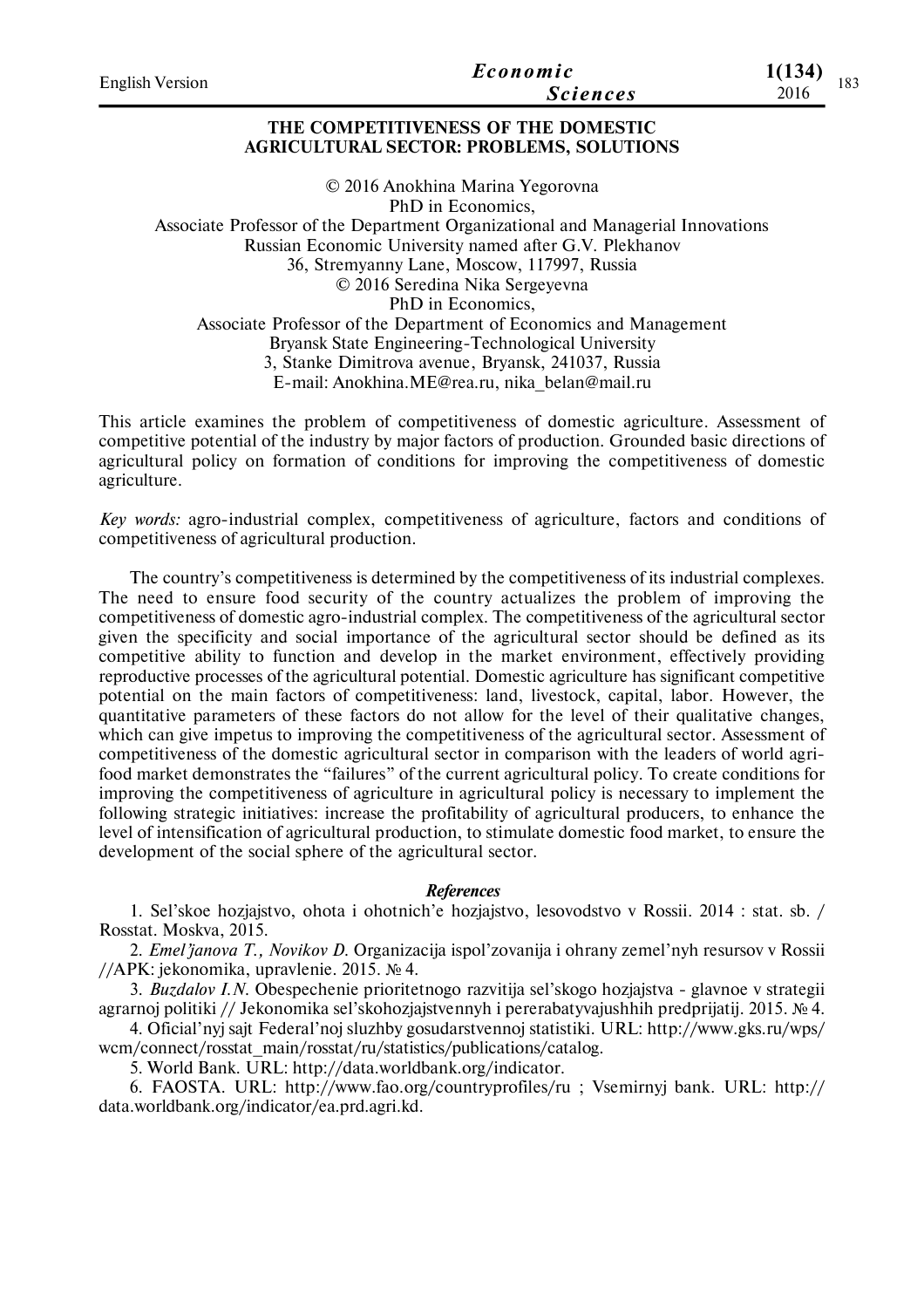# THE COMPETITIVENESS OF THE DOMESTIC AGRICULTURAL SECTOR: PROBLEMS, SOLUTIONS

© 2016 Anokhina Marina Yegorovna
PhD in Economics,
Associate Professor of the Department Organizational and Managerial Innovations
Russian Economic University named after G.V. Plekhanov
36, Stremyanny Lane, Moscow, 117997, Russia
© 2016 Seredina Nika Sergeyevna
PhD in Economics,
Associate Professor of the Department of Economics and Management
Bryansk State Engineering-Technological University
3, Stanke Dimitrova avenue, Bryansk, 241037, Russia
E-mail: Anokhina.ME@rea.ru, nika_belan@mail.ru

This article examines the problem of competitiveness of domestic agriculture. Assessment of competitive potential of the industry by major factors of production. Grounded basic directions of agricultural policy on formation of conditions for improving the competitiveness of domestic agriculture.

*Key words:* agro-industrial complex, competitiveness of agriculture, factors and conditions of competitiveness of agricultural production.

The country's competitiveness is determined by the competitiveness of its industrial complexes. The need to ensure food security of the country actualizes the problem of improving the competitiveness of domestic agro-industrial complex. The competitiveness of the agricultural sector given the specificity and social importance of the agricultural sector should be defined as its competitive ability to function and develop in the market environment, effectively providing reproductive processes of the agricultural potential. Domestic agriculture has significant competitive potential on the main factors of competitiveness: land, livestock, capital, labor. However, the quantitative parameters of these factors do not allow for the level of their qualitative changes, which can give impetus to improving the competitiveness of the agricultural sector. Assessment of competitiveness of the domestic agricultural sector in comparison with the leaders of world agri-food market demonstrates the "failures" of the current agricultural policy. To create conditions for improving the competitiveness of agriculture in agricultural policy is necessary to implement the following strategic initiatives: increase the profitability of agricultural producers, to enhance the level of intensification of agricultural production, to stimulate domestic food market, to ensure the development of the social sphere of the agricultural sector.

### *References*

1. Sel'skoe hozjajstvo, ohota i ohotnich'e hozjajstvo, lesovodstvo v Rossii. 2014 : stat. sb. / Rosstat. Moskva, 2015.
2. *Emel'janova T., Novikov D.* Organizacija ispol'zovanija i ohrany zemel'nyh resursov v Rossii //APK: jekonomika, upravlenie. 2015. № 4.
3. *Buzdalov I.N.* Obespechenie prioritetnogo razvitija sel'skogo hozjajstva - glavnoe v strategii agrarnoj politiki // Jekonomika sel'skohozjajstvennyh i pererabatyvajushhih predprijatij. 2015. № 4.
4. Oficial'nyj sajt Federal'noj sluzhby gosudarstvennoj statistiki. URL: http://www.gks.ru/wps/wcm/connect/rosstat_main/rosstat/ru/statistics/publications/catalog.
5. World Bank. URL: http://data.worldbank.org/indicator.
6. FAOSTA. URL: http://www.fao.org/countryprofiles/ru ; Vsemirnyj bank. URL: http://data.worldbank.org/indicator/ea.prd.agri.kd.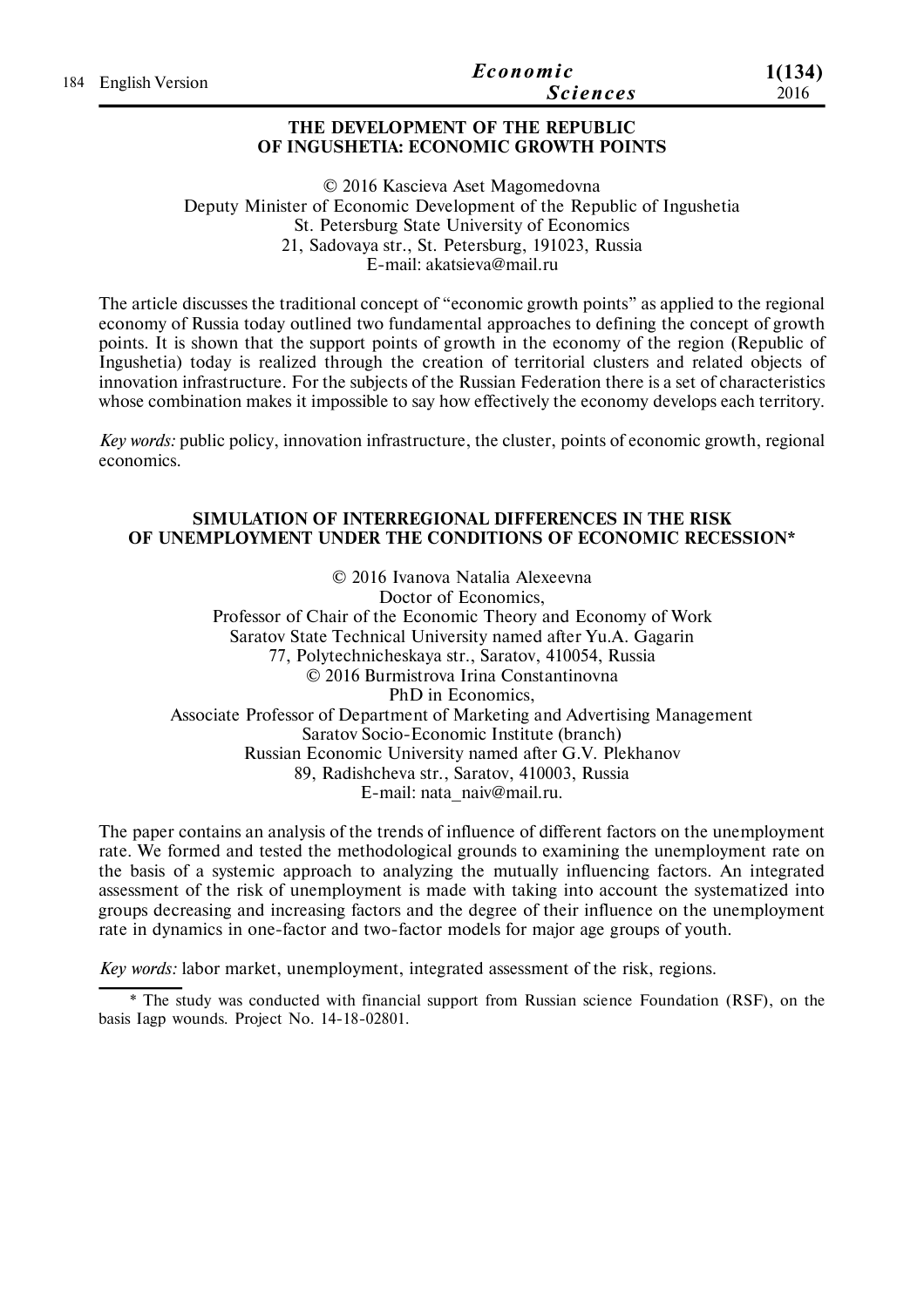## THE DEVELOPMENT OF THE REPUBLIC OF INGUSHETIA: ECONOMIC GROWTH POINTS

© 2016 Kascieva Aset Magomedovna
Deputy Minister of Economic Development of the Republic of Ingushetia
St. Petersburg State University of Economics
21, Sadovaya str., St. Petersburg, 191023, Russia
E-mail: akatsieva@mail.ru

The article discusses the traditional concept of "economic growth points" as applied to the regional economy of Russia today outlined two fundamental approaches to defining the concept of growth points. It is shown that the support points of growth in the economy of the region (Republic of Ingushetia) today is realized through the creation of territorial clusters and related objects of innovation infrastructure. For the subjects of the Russian Federation there is a set of characteristics whose combination makes it impossible to say how effectively the economy develops each territory.

*Key words:* public policy, innovation infrastructure, the cluster, points of economic growth, regional economics.

## SIMULATION OF INTERREGIONAL DIFFERENCES IN THE RISK OF UNEMPLOYMENT UNDER THE CONDITIONS OF ECONOMIC RECESSION*

© 2016 Ivanova Natalia Alexeevna
Doctor of Economics,
Professor of Chair of the Economic Theory and Economy of Work
Saratov State Technical University named after Yu.A. Gagarin
77, Polytechnicheskaya str., Saratov, 410054, Russia
© 2016 Burmistrova Irina Constantinovna
PhD in Economics,
Associate Professor of Department of Marketing and Advertising Management
Saratov Socio-Economic Institute (branch)
Russian Economic University named after G.V. Plekhanov
89, Radishcheva str., Saratov, 410003, Russia
E-mail: nata_naiv@mail.ru.

The paper contains an analysis of the trends of influence of different factors on the unemployment rate. We formed and tested the methodological grounds to examining the unemployment rate on the basis of a systemic approach to analyzing the mutually influencing factors. An integrated assessment of the risk of unemployment is made with taking into account the systematized into groups decreasing and increasing factors and the degree of their influence on the unemployment rate in dynamics in one-factor and two-factor models for major age groups of youth.

*Key words:* labor market, unemployment, integrated assessment of the risk, regions.

---

\* The study was conducted with financial support from Russian science Foundation (RSF), on the basis Iagp wounds. Project No. 14-18-02801.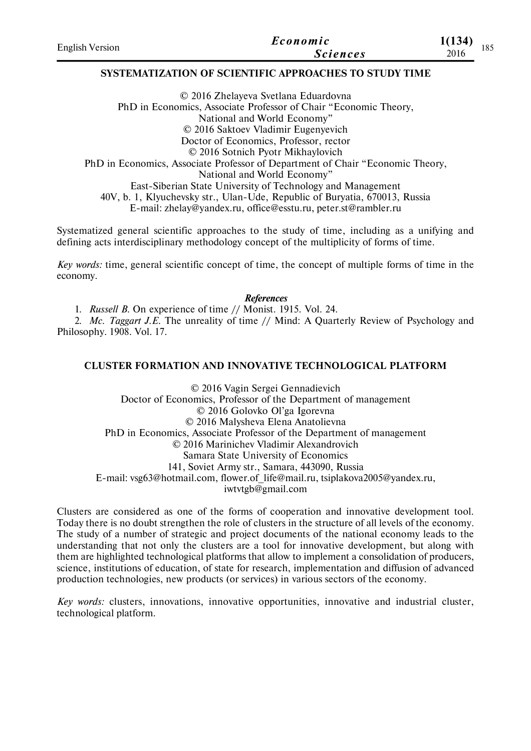## SYSTEMATIZATION OF SCIENTIFIC APPROACHES TO STUDY TIME

© 2016 Zhelayeva Svetlana Eduardovna
PhD in Economics, Associate Professor of Chair "Economic Theory, National and World Economy"
© 2016 Saktoev Vladimir Eugenyevich
Doctor of Economics, Professor, rector
© 2016 Sotnich Pyotr Mikhaylovich
PhD in Economics, Associate Professor of Department of Chair "Economic Theory, National and World Economy"
East-Siberian State University of Technology and Management
40V, b. 1, Klyuchevsky str., Ulan-Ude, Republic of Buryatia, 670013, Russia
E-mail: zhelay@yandex.ru, office@esstu.ru, peter.st@rambler.ru

Systematized general scientific approaches to the study of time, including as a unifying and defining acts interdisciplinary methodology concept of the multiplicity of forms of time.

*Key words:* time, general scientific concept of time, the concept of multiple forms of time in the economy.

***References***

1. *Russell B.* On experience of time // Monist. 1915. Vol. 24.
2. *Mc. Taggart J.E.* The unreality of time // Mind: A Quarterly Review of Psychology and Philosophy. 1908. Vol. 17.

## CLUSTER FORMATION AND INNOVATIVE TECHNOLOGICAL PLATFORM

© 2016 Vagin Sergei Gennadievich
Doctor of Economics, Professor of the Department of management
© 2016 Golovko Ol'ga Igorevna
© 2016 Malysheva Elena Anatolievna
PhD in Economics, Associate Professor of the Department of management
© 2016 Marinichev Vladimir Alexandrovich
Samara State University of Economics
141, Soviet Army str., Samara, 443090, Russia
E-mail: vsg63@hotmail.com, flower.of_life@mail.ru, tsiplakova2005@yandex.ru, iwtvtgb@gmail.com

Clusters are considered as one of the forms of cooperation and innovative development tool. Today there is no doubt strengthen the role of clusters in the structure of all levels of the economy. The study of a number of strategic and project documents of the national economy leads to the understanding that not only the clusters are a tool for innovative development, but along with them are highlighted technological platforms that allow to implement a consolidation of producers, science, institutions of education, of state for research, implementation and diffusion of advanced production technologies, new products (or services) in various sectors of the economy.

*Key words:* clusters, innovations, innovative opportunities, innovative and industrial cluster, technological platform.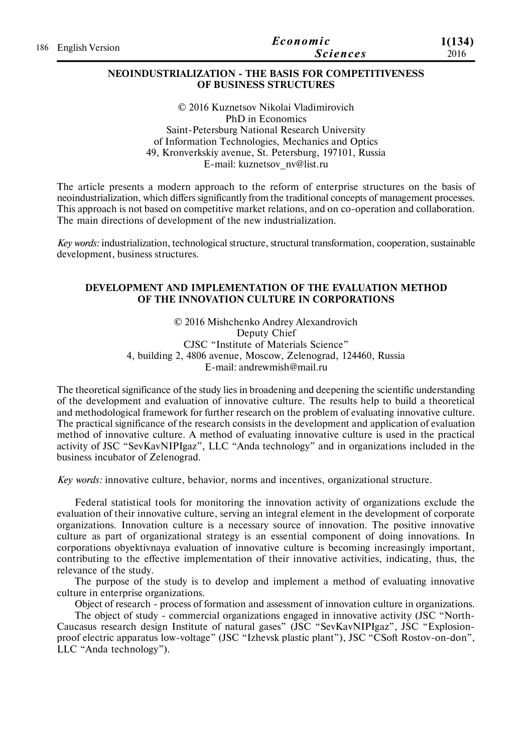## NEOINDUSTRIALIZATION - THE BASIS FOR COMPETITIVENESS OF BUSINESS STRUCTURES

© 2016 Kuznetsov Nikolai Vladimirovich
PhD in Economics
Saint-Petersburg National Research University
of Information Technologies, Mechanics and Optics
49, Kronverkskiy avenue, St. Petersburg, 197101, Russia
E-mail: kuznetsov_nv@list.ru

The article presents a modern approach to the reform of enterprise structures on the basis of neoindustrialization, which differs significantly from the traditional concepts of management processes. This approach is not based on competitive market relations, and on co-operation and collaboration. The main directions of development of the new industrialization.

*Key words:* industrialization, technological structure, structural transformation, cooperation, sustainable development, business structures.

## DEVELOPMENT AND IMPLEMENTATION OF THE EVALUATION METHOD OF THE INNOVATION CULTURE IN CORPORATIONS

© 2016 Mishchenko Andrey Alexandrovich
Deputy Chief
CJSC "Institute of Materials Science"
4, building 2, 4806 avenue, Moscow, Zelenograd, 124460, Russia
E-mail: andrewmish@mail.ru

The theoretical significance of the study lies in broadening and deepening the scientific understanding of the development and evaluation of innovative culture. The results help to build a theoretical and methodological framework for further research on the problem of evaluating innovative culture. The practical significance of the research consists in the development and application of evaluation method of innovative culture. A method of evaluating innovative culture is used in the practical activity of JSC "SevKavNIPIgaz", LLC "Anda technology" and in organizations included in the business incubator of Zelenograd.

*Key words:* innovative culture, behavior, norms and incentives, organizational structure.

Federal statistical tools for monitoring the innovation activity of organizations exclude the evaluation of their innovative culture, serving an integral element in the development of corporate organizations. Innovation culture is a necessary source of innovation. The positive innovative culture as part of organizational strategy is an essential component of doing innovations. In corporations obyektivnaya evaluation of innovative culture is becoming increasingly important, contributing to the effective implementation of their innovative activities, indicating, thus, the relevance of the study.

The purpose of the study is to develop and implement a method of evaluating innovative culture in enterprise organizations.

Object of research - process of formation and assessment of innovation culture in organizations.

The object of study - commercial organizations engaged in innovative activity (JSC "North-Caucasus research design Institute of natural gases" (JSC "SevKavNIPIgaz", JSC "Explosion-proof electric apparatus low-voltage" (JSC "Izhevsk plastic plant"), JSC "CSoft Rostov-on-don", LLC "Anda technology").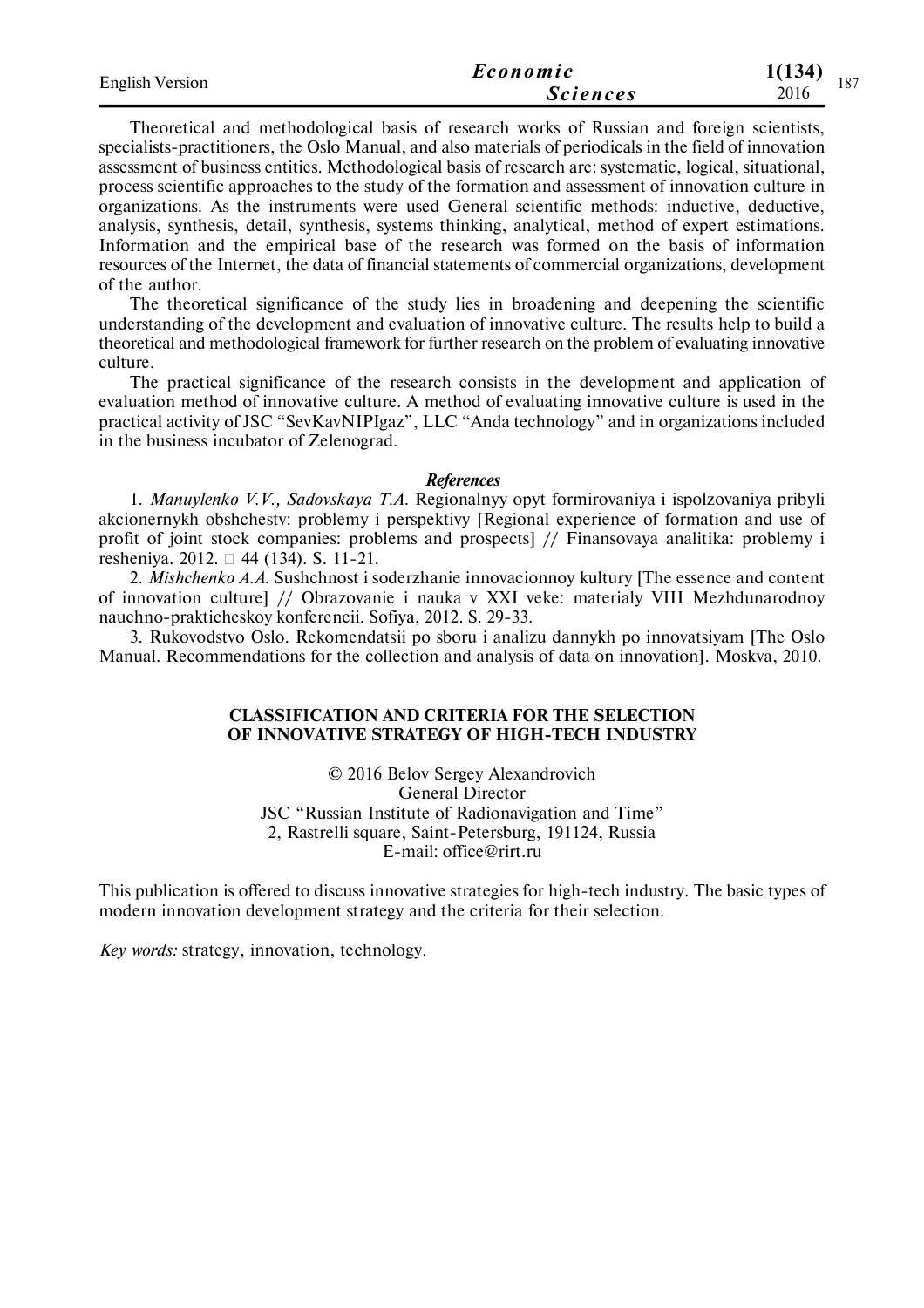Theoretical and methodological basis of research works of Russian and foreign scientists, specialists-practitioners, the Oslo Manual, and also materials of periodicals in the field of innovation assessment of business entities. Methodological basis of research are: systematic, logical, situational, process scientific approaches to the study of the formation and assessment of innovation culture in organizations. As the instruments were used General scientific methods: inductive, deductive, analysis, synthesis, detail, synthesis, systems thinking, analytical, method of expert estimations. Information and the empirical base of the research was formed on the basis of information resources of the Internet, the data of financial statements of commercial organizations, development of the author.

The theoretical significance of the study lies in broadening and deepening the scientific understanding of the development and evaluation of innovative culture. The results help to build a theoretical and methodological framework for further research on the problem of evaluating innovative culture.

The practical significance of the research consists in the development and application of evaluation method of innovative culture. A method of evaluating innovative culture is used in the practical activity of JSC "SevKavNIPIgaz", LLC "Anda technology" and in organizations included in the business incubator of Zelenograd.

***References***

1. *Manuylenko V.V., Sadovskaya T.A.* Regionalnyy opyt formirovaniya i ispolzovaniya pribyli akcionernykh obshchestv: problemy i perspektivy [Regional experience of formation and use of profit of joint stock companies: problems and prospects] // Finansovaya analitika: problemy i resheniya. 2012. □ 44 (134). S. 11-21.

2. *Mishchenko A.A.* Sushchnost i soderzhanie innovacionnoy kultury [The essence and content of innovation culture] // Obrazovanie i nauka v XXI veke: materialy VIII Mezhdunarodnoy nauchno-prakticheskoy konferencii. Sofiya, 2012. S. 29-33.

3. Rukovodstvo Oslo. Rekomendatsii po sboru i analizu dannykh po innovatsiyam [The Oslo Manual. Recommendations for the collection and analysis of data on innovation]. Moskva, 2010.

## CLASSIFICATION AND CRITERIA FOR THE SELECTION OF INNOVATIVE STRATEGY OF HIGH-TECH INDUSTRY

© 2016 Belov Sergey Alexandrovich
General Director
JSC "Russian Institute of Radionavigation and Time"
2, Rastrelli square, Saint-Petersburg, 191124, Russia
E-mail: office@rirt.ru

This publication is offered to discuss innovative strategies for high-tech industry. The basic types of modern innovation development strategy and the criteria for their selection.

*Key words:* strategy, innovation, technology.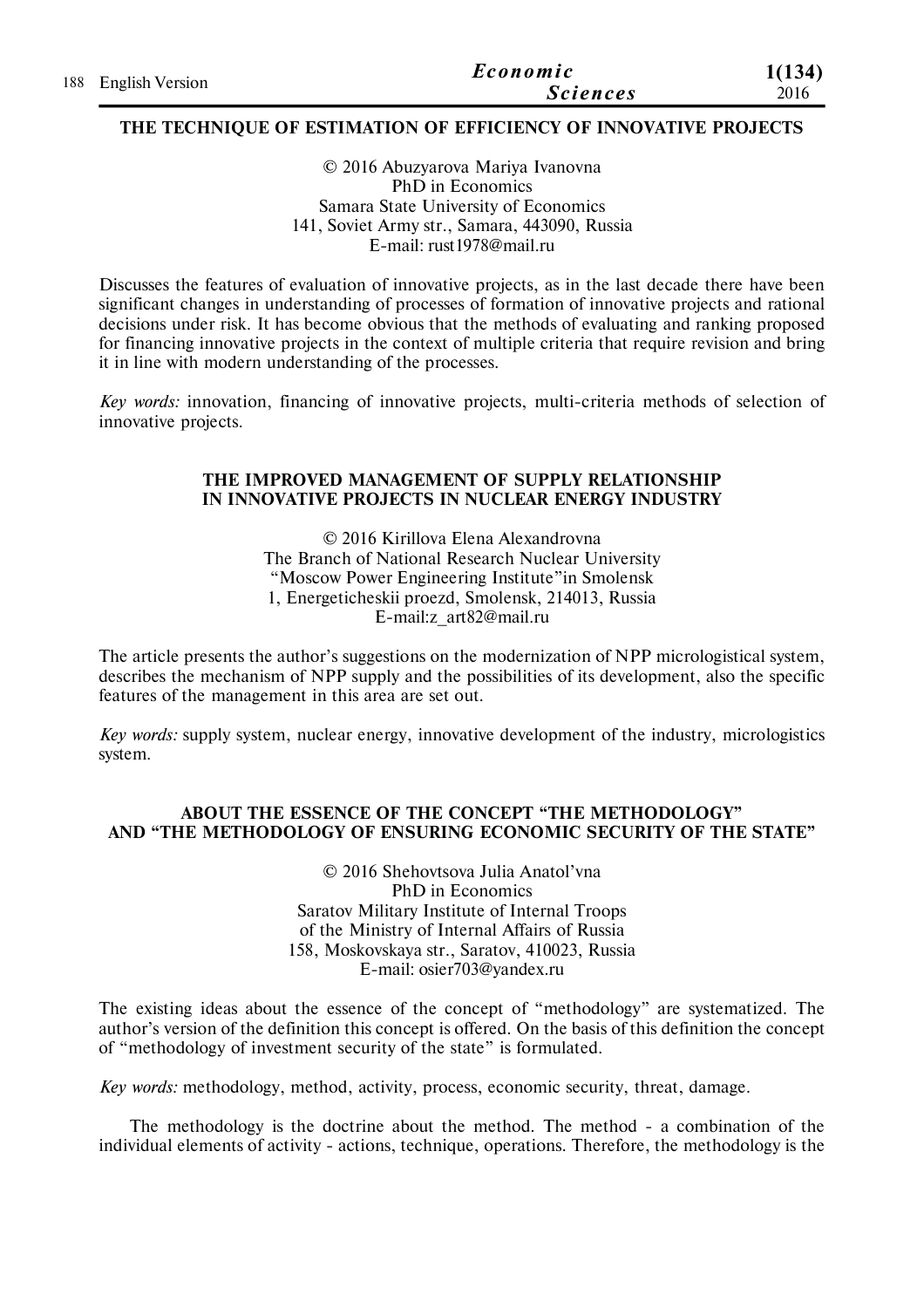## THE TECHNIQUE OF ESTIMATION OF EFFICIENCY OF INNOVATIVE PROJECTS

© 2016 Abuzyarova Mariya Ivanovna
PhD in Economics
Samara State University of Economics
141, Soviet Army str., Samara, 443090, Russia
E-mail: rust1978@mail.ru

Discusses the features of evaluation of innovative projects, as in the last decade there have been significant changes in understanding of processes of formation of innovative projects and rational decisions under risk. It has become obvious that the methods of evaluating and ranking proposed for financing innovative projects in the context of multiple criteria that require revision and bring it in line with modern understanding of the processes.

*Key words:* innovation, financing of innovative projects, multi-criteria methods of selection of innovative projects.

## THE IMPROVED MANAGEMENT OF SUPPLY RELATIONSHIP IN INNOVATIVE PROJECTS IN NUCLEAR ENERGY INDUSTRY

© 2016 Kirillova Elena Alexandrovna
The Branch of National Research Nuclear University
"Moscow Power Engineering Institute"in Smolensk
1, Energeticheskii proezd, Smolensk, 214013, Russia
E-mail:z_art82@mail.ru

The article presents the author's suggestions on the modernization of NPP micrologistical system, describes the mechanism of NPP supply and the possibilities of its development, also the specific features of the management in this area are set out.

*Key words:* supply system, nuclear energy, innovative development of the industry, micrologistics system.

## ABOUT THE ESSENCE OF THE CONCEPT "THE METHODOLOGY" AND "THE METHODOLOGY OF ENSURING ECONOMIC SECURITY OF THE STATE"

© 2016 Shehovtsova Julia Anatol'vna
PhD in Economics
Saratov Military Institute of Internal Troops
of the Ministry of Internal Affairs of Russia
158, Moskovskaya str., Saratov, 410023, Russia
E-mail: osier703@yandex.ru

The existing ideas about the essence of the concept of "methodology" are systematized. The author's version of the definition this concept is offered. On the basis of this definition the concept of "methodology of investment security of the state" is formulated.

*Key words:* methodology, method, activity, process, economic security, threat, damage.

The methodology is the doctrine about the method. The method - a combination of the individual elements of activity - actions, technique, operations. Therefore, the methodology is the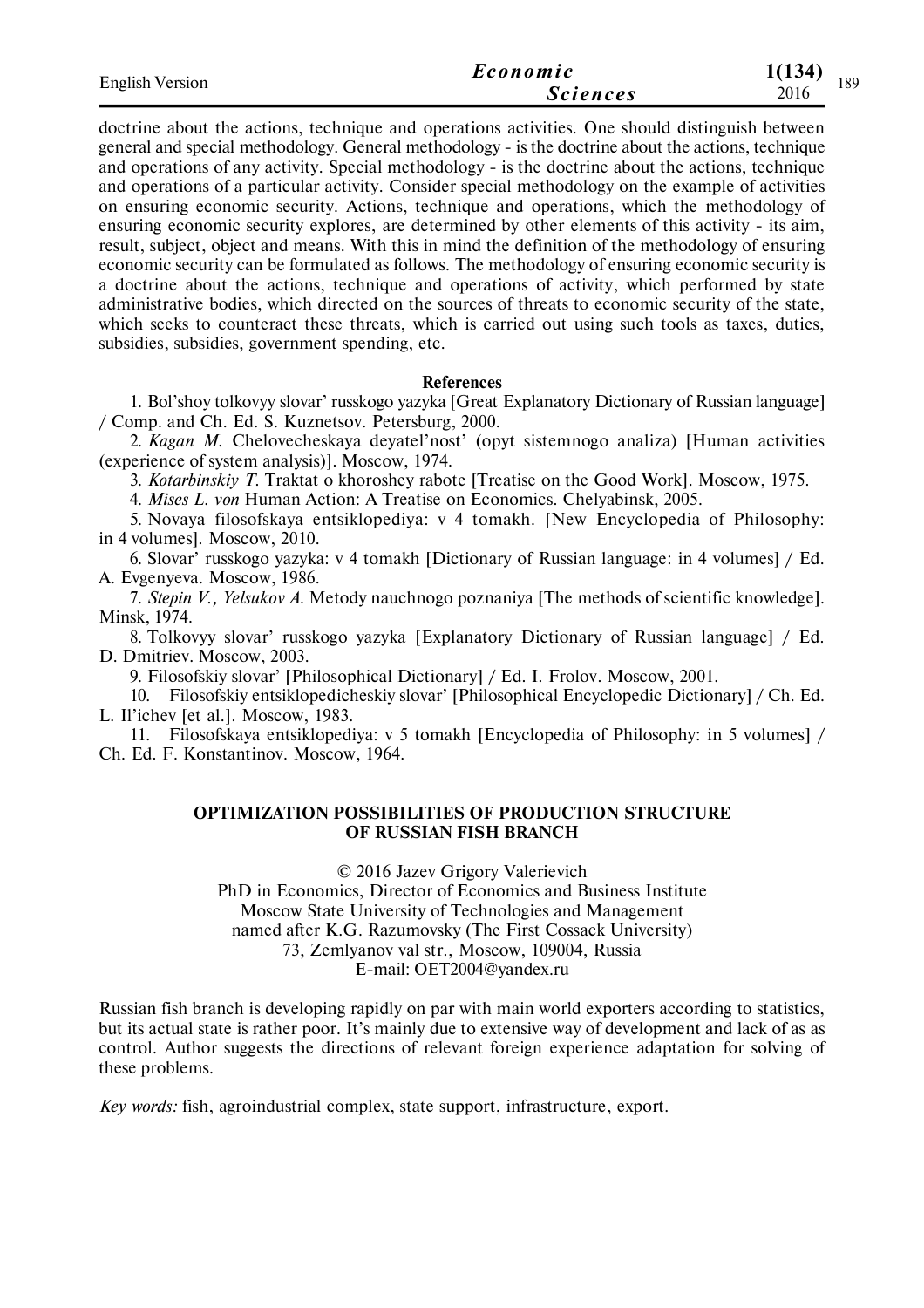doctrine about the actions, technique and operations activities. One should distinguish between general and special methodology. General methodology - is the doctrine about the actions, technique and operations of any activity. Special methodology - is the doctrine about the actions, technique and operations of a particular activity. Consider special methodology on the example of activities on ensuring economic security. Actions, technique and operations, which the methodology of ensuring economic security explores, are determined by other elements of this activity - its aim, result, subject, object and means. With this in mind the definition of the methodology of ensuring economic security can be formulated as follows. The methodology of ensuring economic security is a doctrine about the actions, technique and operations of activity, which performed by state administrative bodies, which directed on the sources of threats to economic security of the state, which seeks to counteract these threats, which is carried out using such tools as taxes, duties, subsidies, subsidies, government spending, etc.

#### References

1. Bol'shoy tolkovyy slovar' russkogo yazyka [Great Explanatory Dictionary of Russian language] / Comp. and Ch. Ed. S. Kuznetsov. Petersburg, 2000.
2. *Kagan M.* Chelovecheskaya deyatel'nost' (opyt sistemnogo analiza) [Human activities (experience of system analysis)]. Moscow, 1974.
3. *Kotarbinskiy T.* Traktat o khoroshey rabote [Treatise on the Good Work]. Moscow, 1975.
4. *Mises L. von* Human Action: A Treatise on Economics. Chelyabinsk, 2005.
5. Novaya filosofskaya entsiklopediya: v 4 tomakh. [New Encyclopedia of Philosophy: in 4 volumes]. Moscow, 2010.
6. Slovar' russkogo yazyka: v 4 tomakh [Dictionary of Russian language: in 4 volumes] / Ed. A. Evgenyeva. Moscow, 1986.
7. *Stepin V., Yelsukov A.* Metody nauchnogo poznaniya [The methods of scientific knowledge]. Minsk, 1974.
8. Tolkovyy slovar' russkogo yazyka [Explanatory Dictionary of Russian language] / Ed. D. Dmitriev. Moscow, 2003.
9. Filosofskiy slovar' [Philosophical Dictionary] / Ed. I. Frolov. Moscow, 2001.
10. Filosofskiy entsiklopedicheskiy slovar' [Philosophical Encyclopedic Dictionary] / Ch. Ed. L. Il'ichev [et al.]. Moscow, 1983.
11. Filosofskaya entsiklopediya: v 5 tomakh [Encyclopedia of Philosophy: in 5 volumes] / Ch. Ed. F. Konstantinov. Moscow, 1964.

## OPTIMIZATION POSSIBILITIES OF PRODUCTION STRUCTURE OF RUSSIAN FISH BRANCH

© 2016 Jazev Grigory Valerievich  
PhD in Economics, Director of Economics and Business Institute  
Moscow State University of Technologies and Management  
named after K.G. Razumovsky (The First Cossack University)  
73, Zemlyanov val str., Moscow, 109004, Russia  
E-mail: OET2004@yandex.ru

Russian fish branch is developing rapidly on par with main world exporters according to statistics, but its actual state is rather poor. It's mainly due to extensive way of development and lack of as as control. Author suggests the directions of relevant foreign experience adaptation for solving of these problems.

*Key words:* fish, agroindustrial complex, state support, infrastructure, export.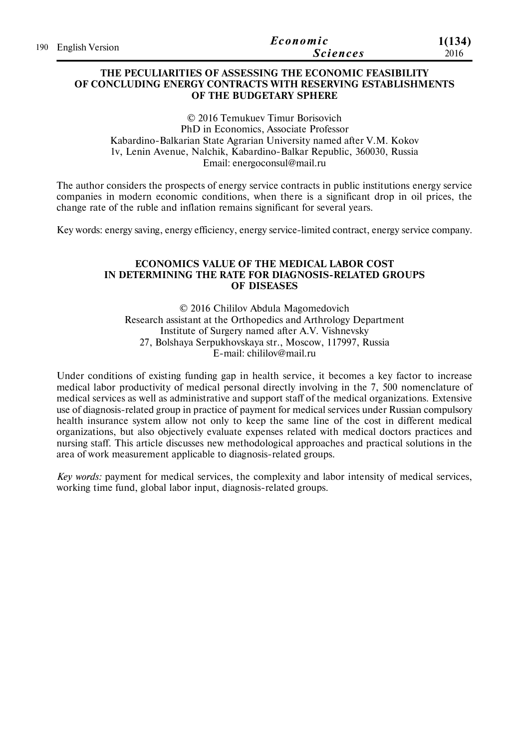## THE PECULIARITIES OF ASSESSING THE ECONOMIC FEASIBILITY OF CONCLUDING ENERGY CONTRACTS WITH RESERVING ESTABLISHMENTS OF THE BUDGETARY SPHERE

© 2016 Temukuev Timur Borisovich
PhD in Economics, Associate Professor
Kabardino-Balkarian State Agrarian University named after V.M. Kokov
1v, Lenin Avenue, Nalchik, Kabardino-Balkar Republic, 360030, Russia
Email: energoconsul@mail.ru

The author considers the prospects of energy service contracts in public institutions energy service companies in modern economic conditions, when there is a significant drop in oil prices, the change rate of the ruble and inflation remains significant for several years.

Key words: energy saving, energy efficiency, energy service-limited contract, energy service company.

## ECONOMICS VALUE OF THE MEDICAL LABOR COST IN DETERMINING THE RATE FOR DIAGNOSIS-RELATED GROUPS OF DISEASES

© 2016 Chililov Abdula Magomedovich
Research assistant at the Orthopedics and Arthrology Department
Institute of Surgery named after A.V. Vishnevsky
27, Bolshaya Serpukhovskaya str., Moscow, 117997, Russia
E-mail: chililov@mail.ru

Under conditions of existing funding gap in health service, it becomes a key factor to increase medical labor productivity of medical personal directly involving in the 7, 500 nomenclature of medical services as well as administrative and support staff of the medical organizations. Extensive use of diagnosis-related group in practice of payment for medical services under Russian compulsory health insurance system allow not only to keep the same line of the cost in different medical organizations, but also objectively evaluate expenses related with medical doctors practices and nursing staff. This article discusses new methodological approaches and practical solutions in the area of work measurement applicable to diagnosis-related groups.

*Key words:* payment for medical services, the complexity and labor intensity of medical services, working time fund, global labor input, diagnosis-related groups.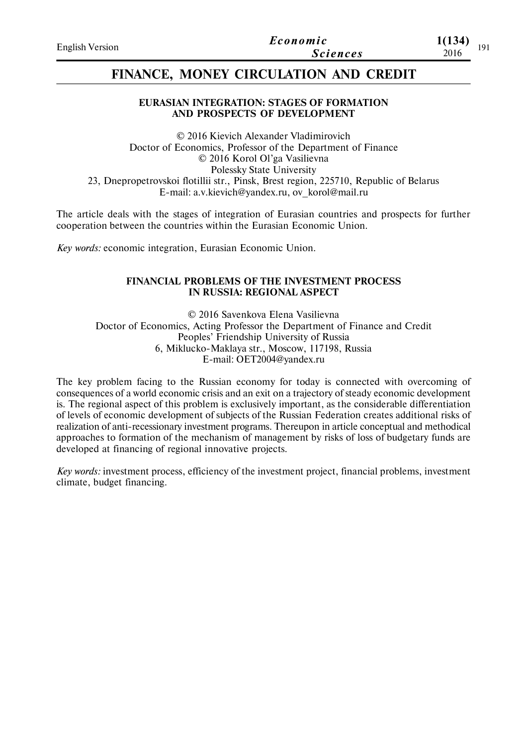# FINANCE, MONEY CIRCULATION AND CREDIT

## EURASIAN INTEGRATION: STAGES OF FORMATION AND PROSPECTS OF DEVELOPMENT

© 2016 Kievich Alexander Vladimirovich
Doctor of Economics, Professor of the Department of Finance
© 2016 Korol Ol'ga Vasilievna
Polessky State University
23, Dnepropetrovskoi flotillii str., Pinsk, Brest region, 225710, Republic of Belarus
E-mail: a.v.kievich@yandex.ru, ov_korol@mail.ru

The article deals with the stages of integration of Eurasian countries and prospects for further cooperation between the countries within the Eurasian Economic Union.

*Key words:* economic integration, Eurasian Economic Union.

## FINANCIAL PROBLEMS OF THE INVESTMENT PROCESS IN RUSSIA: REGIONAL ASPECT

© 2016 Savenkova Elena Vasilievna
Doctor of Economics, Acting Professor the Department of Finance and Credit
Peoples' Friendship University of Russia
6, Miklucko-Maklaya str., Moscow, 117198, Russia
E-mail: OET2004@yandex.ru

The key problem facing to the Russian economy for today is connected with overcoming of consequences of a world economic crisis and an exit on a trajectory of steady economic development is. The regional aspect of this problem is exclusively important, as the considerable differentiation of levels of economic development of subjects of the Russian Federation creates additional risks of realization of anti-recessionary investment programs. Thereupon in article conceptual and methodical approaches to formation of the mechanism of management by risks of loss of budgetary funds are developed at financing of regional innovative projects.

*Key words:* investment process, efficiency of the investment project, financial problems, investment climate, budget financing.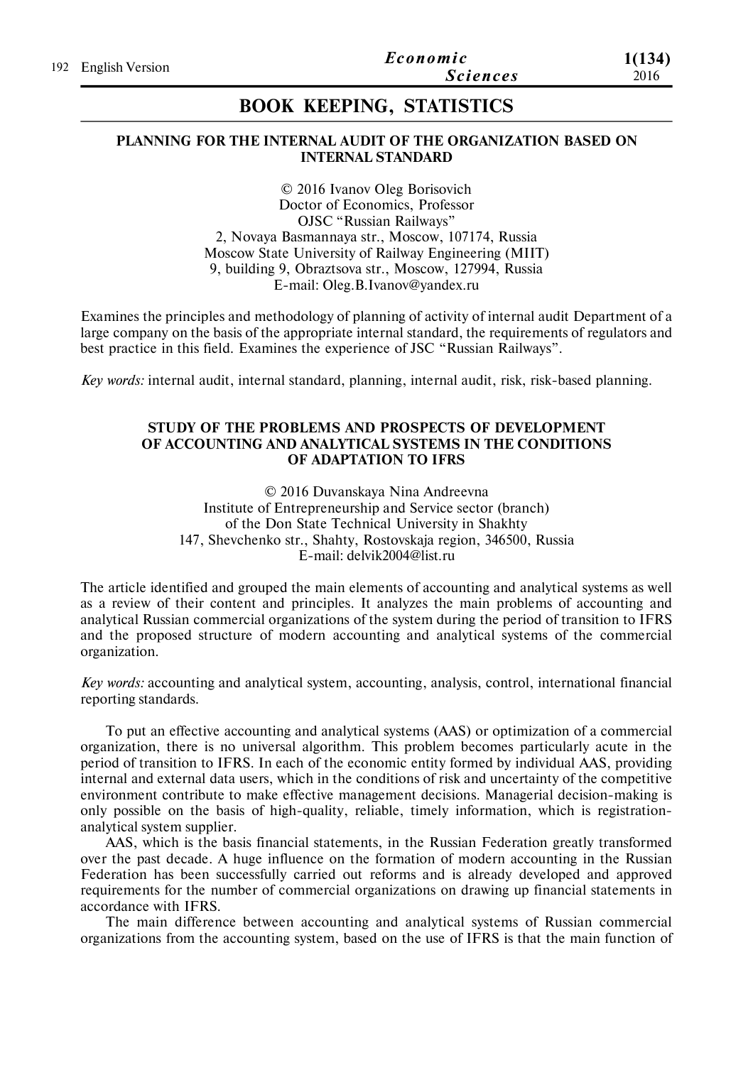# BOOK KEEPING, STATISTICS

## PLANNING FOR THE INTERNAL AUDIT OF THE ORGANIZATION BASED ON INTERNAL STANDARD

© 2016 Ivanov Oleg Borisovich  
Doctor of Economics, Professor  
OJSC "Russian Railways"  
2, Novaya Basmannaya str., Moscow, 107174, Russia  
Moscow State University of Railway Engineering (MIIT)  
9, building 9, Obraztsova str., Moscow, 127994, Russia  
E-mail: Oleg.B.Ivanov@yandex.ru

Examines the principles and methodology of planning of activity of internal audit Department of a large company on the basis of the appropriate internal standard, the requirements of regulators and best practice in this field. Examines the experience of JSC "Russian Railways".

*Key words:* internal audit, internal standard, planning, internal audit, risk, risk-based planning.

## STUDY OF THE PROBLEMS AND PROSPECTS OF DEVELOPMENT OF ACCOUNTING AND ANALYTICAL SYSTEMS IN THE CONDITIONS OF ADAPTATION TO IFRS

© 2016 Duvanskaya Nina Andreevna  
Institute of Entrepreneurship and Service sector (branch)  
of the Don State Technical University in Shakhty  
147, Shevchenko str., Shahty, Rostovskaja region, 346500, Russia  
E-mail: delvik2004@list.ru

The article identified and grouped the main elements of accounting and analytical systems as well as a review of their content and principles. It analyzes the main problems of accounting and analytical Russian commercial organizations of the system during the period of transition to IFRS and the proposed structure of modern accounting and analytical systems of the commercial organization.

*Key words:* accounting and analytical system, accounting, analysis, control, international financial reporting standards.

To put an effective accounting and analytical systems (AAS) or optimization of a commercial organization, there is no universal algorithm. This problem becomes particularly acute in the period of transition to IFRS. In each of the economic entity formed by individual AAS, providing internal and external data users, which in the conditions of risk and uncertainty of the competitive environment contribute to make effective management decisions. Managerial decision-making is only possible on the basis of high-quality, reliable, timely information, which is registration-analytical system supplier.

AAS, which is the basis financial statements, in the Russian Federation greatly transformed over the past decade. A huge influence on the formation of modern accounting in the Russian Federation has been successfully carried out reforms and is already developed and approved requirements for the number of commercial organizations on drawing up financial statements in accordance with IFRS.

The main difference between accounting and analytical systems of Russian commercial organizations from the accounting system, based on the use of IFRS is that the main function of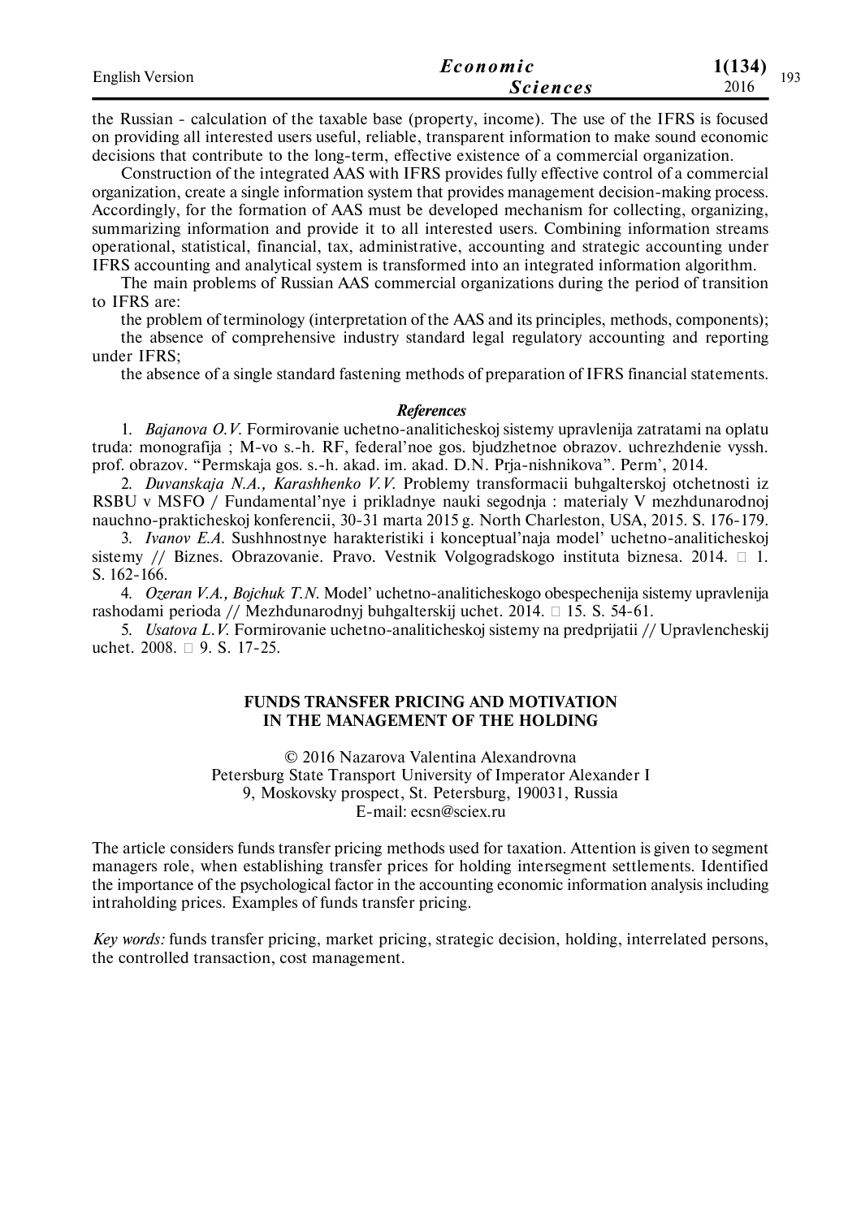the Russian - calculation of the taxable base (property, income). The use of the IFRS is focused on providing all interested users useful, reliable, transparent information to make sound economic decisions that contribute to the long-term, effective existence of a commercial organization.

Construction of the integrated AAS with IFRS provides fully effective control of a commercial organization, create a single information system that provides management decision-making process. Accordingly, for the formation of AAS must be developed mechanism for collecting, organizing, summarizing information and provide it to all interested users. Combining information streams operational, statistical, financial, tax, administrative, accounting and strategic accounting under IFRS accounting and analytical system is transformed into an integrated information algorithm.

The main problems of Russian AAS commercial organizations during the period of transition to IFRS are:

the problem of terminology (interpretation of the AAS and its principles, methods, components);

the absence of comprehensive industry standard legal regulatory accounting and reporting under IFRS;

the absence of a single standard fastening methods of preparation of IFRS financial statements.

### *References*

1. *Bajanova O.V.* Formirovanie uchetno-analiticheskoj sistemy upravlenija zatratami na oplatu truda: monografija ; M-vo s.-h. RF, federal'noe gos. bjudzhetnoe obrazov. uchrezhdenie vyssh. prof. obrazov. "Permskaja gos. s.-h. akad. im. akad. D.N. Prja-nishnikova". Perm', 2014.
2. *Duvanskaja N.A., Karashhenko V.V.* Problemy transformacii buhgalterskoj otchetnosti iz RSBU v MSFO / Fundamental'nye i prikladnye nauki segodnja : materialy V mezhdunarodnoj nauchno-prakticheskoj konferencii, 30-31 marta 2015 g. North Charleston, USA, 2015. S. 176-179.
3. *Ivanov E.A.* Sushhnostnye harakteristiki i konceptual'naja model' uchetno-analiticheskoj sistemy // Biznes. Obrazovanie. Pravo. Vestnik Volgogradskogo instituta biznesa. 2014. № 1. S. 162-166.
4. *Ozeran V.A., Bojchuk T.N.* Model' uchetno-analiticheskogo obespechenija sistemy upravlenija rashodami perioda // Mezhdunarodnyj buhgalterskij uchet. 2014. № 15. S. 54-61.
5. *Usatova L.V.* Formirovanie uchetno-analiticheskoj sistemy na predprijatii // Upravlencheskij uchet. 2008. № 9. S. 17-25.

## FUNDS TRANSFER PRICING AND MOTIVATION IN THE MANAGEMENT OF THE HOLDING

© 2016 Nazarova Valentina Alexandrovna
Petersburg State Transport University of Imperator Alexander I
9, Moskovsky prospect, St. Petersburg, 190031, Russia
E-mail: ecsn@sciex.ru

The article considers funds transfer pricing methods used for taxation. Attention is given to segment managers role, when establishing transfer prices for holding intersegment settlements. Identified the importance of the psychological factor in the accounting economic information analysis including intraholding prices. Examples of funds transfer pricing.

*Key words:* funds transfer pricing, market pricing, strategic decision, holding, interrelated persons, the controlled transaction, cost management.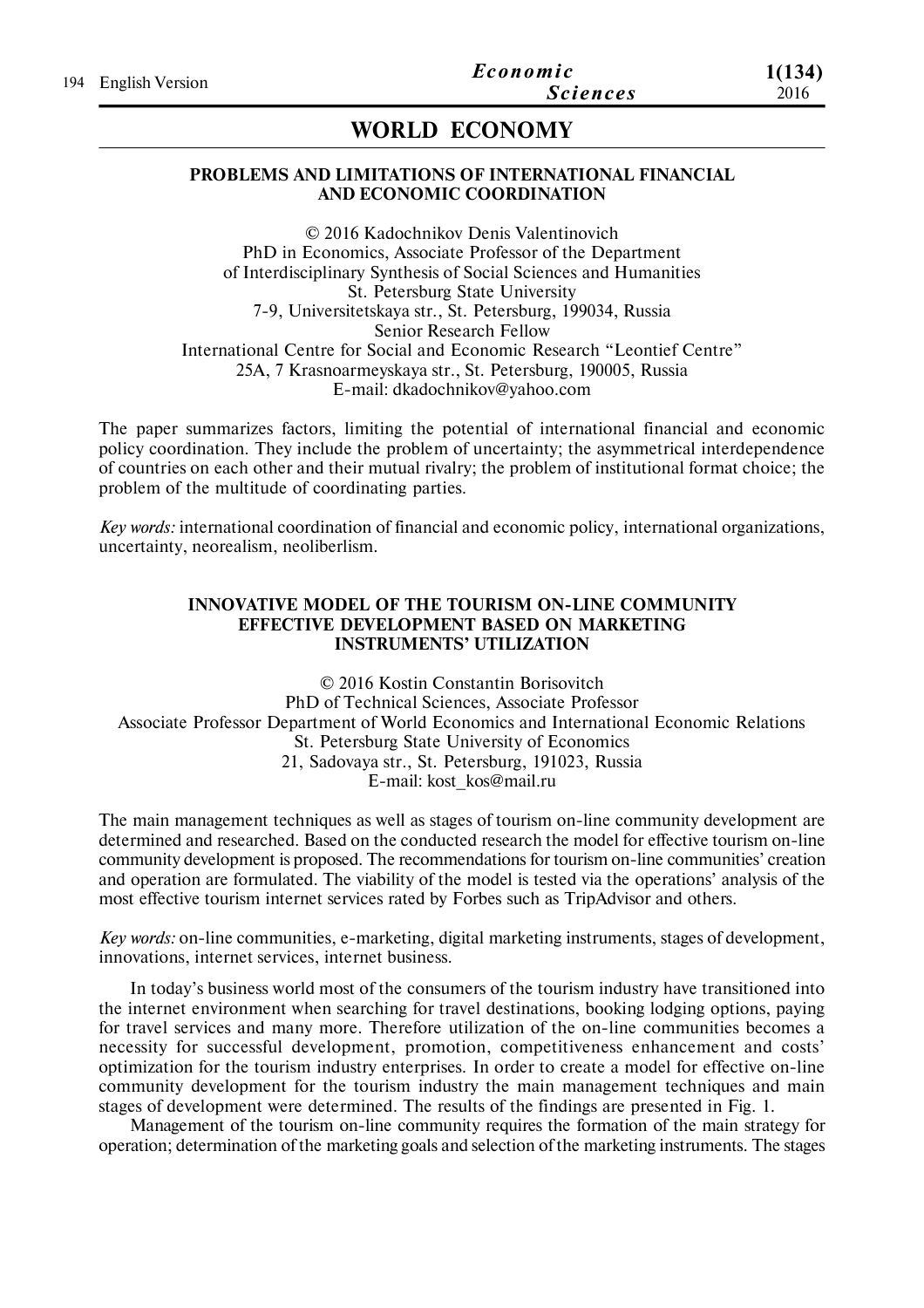# WORLD ECONOMY

## PROBLEMS AND LIMITATIONS OF INTERNATIONAL FINANCIAL AND ECONOMIC COORDINATION

© 2016 Kadochnikov Denis Valentinovich
PhD in Economics, Associate Professor of the Department
of Interdisciplinary Synthesis of Social Sciences and Humanities
St. Petersburg State University
7-9, Universitetskaya str., St. Petersburg, 199034, Russia
Senior Research Fellow
International Centre for Social and Economic Research "Leontief Centre"
25A, 7 Krasnoarmeyskaya str., St. Petersburg, 190005, Russia
E-mail: dkadochnikov@yahoo.com

The paper summarizes factors, limiting the potential of international financial and economic policy coordination. They include the problem of uncertainty; the asymmetrical interdependence of countries on each other and their mutual rivalry; the problem of institutional format choice; the problem of the multitude of coordinating parties.

*Key words:* international coordination of financial and economic policy, international organizations, uncertainty, neorealism, neoliberlism.

## INNOVATIVE MODEL OF THE TOURISM ON-LINE COMMUNITY EFFECTIVE DEVELOPMENT BASED ON MARKETING INSTRUMENTS' UTILIZATION

© 2016 Kostin Constantin Borisovitch
PhD of Technical Sciences, Associate Professor
Associate Professor Department of World Economics and International Economic Relations
St. Petersburg State University of Economics
21, Sadovaya str., St. Petersburg, 191023, Russia
E-mail: kost_kos@mail.ru

The main management techniques as well as stages of tourism on-line community development are determined and researched. Based on the conducted research the model for effective tourism on-line community development is proposed. The recommendations for tourism on-line communities' creation and operation are formulated. The viability of the model is tested via the operations' analysis of the most effective tourism internet services rated by Forbes such as TripAdvisor and others.

*Key words:* on-line communities, e-marketing, digital marketing instruments, stages of development, innovations, internet services, internet business.

In today's business world most of the consumers of the tourism industry have transitioned into the internet environment when searching for travel destinations, booking lodging options, paying for travel services and many more. Therefore utilization of the on-line communities becomes a necessity for successful development, promotion, competitiveness enhancement and costs' optimization for the tourism industry enterprises. In order to create a model for effective on-line community development for the tourism industry the main management techniques and main stages of development were determined. The results of the findings are presented in Fig. 1.

Management of the tourism on-line community requires the formation of the main strategy for operation; determination of the marketing goals and selection of the marketing instruments. The stages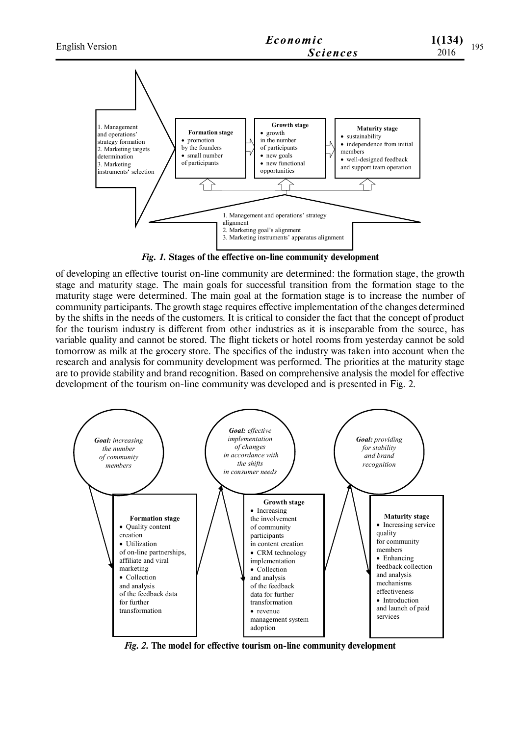1. Management and operations' strategy formation
2. Marketing targets determination
3. Marketing instruments' selection

**Formation stage**
- promotion by the founders
- small number of participants

**Growth stage**
- growth in the number of participants
- new goals
- new functional opportunities

**Maturity stage**
- sustainability
- independence from initial members
- well-designed feedback and support team operation

1. Management and operations' strategy alignment
2. Marketing goal's alignment
3. Marketing instruments' apparatus alignment

***Fig. 1.*** **Stages of the effective on-line community development**

of developing an effective tourist on-line community are determined: the formation stage, the growth stage and maturity stage. The main goals for successful transition from the formation stage to the maturity stage were determined. The main goal at the formation stage is to increase the number of community participants. The growth stage requires effective implementation of the changes determined by the shifts in the needs of the customers. It is critical to consider the fact that the concept of product for the tourism industry is different from other industries as it is inseparable from the source, has variable quality and cannot be stored. The flight tickets or hotel rooms from yesterday cannot be sold tomorrow as milk at the grocery store. The specifics of the industry was taken into account when the research and analysis for community development was performed. The priorities at the maturity stage are to provide stability and brand recognition. Based on comprehensive analysis the model for effective development of the tourism on-line community was developed and is presented in Fig. 2.

***Goal:*** *increasing the number of community members*

***Goal:*** *effective implementation of changes in accordance with the shifts in consumer needs*

***Goal:*** *providing for stability and brand recognition*

**Formation stage**
- Quality content creation
- Utilization of on-line partnerships, affiliate and viral marketing
- Collection and analysis of the feedback data for further transformation

**Growth stage**
- Increasing the involvement of community participants in content creation
- CRM technology implementation
- Collection and analysis of the feedback data for further transformation
- revenue management system adoption

**Maturity stage**
- Increasing service quality for community members
- Enhancing feedback collection and analysis mechanisms effectiveness
- Introduction and launch of paid services

***Fig. 2.*** **The model for effective tourism on-line community development**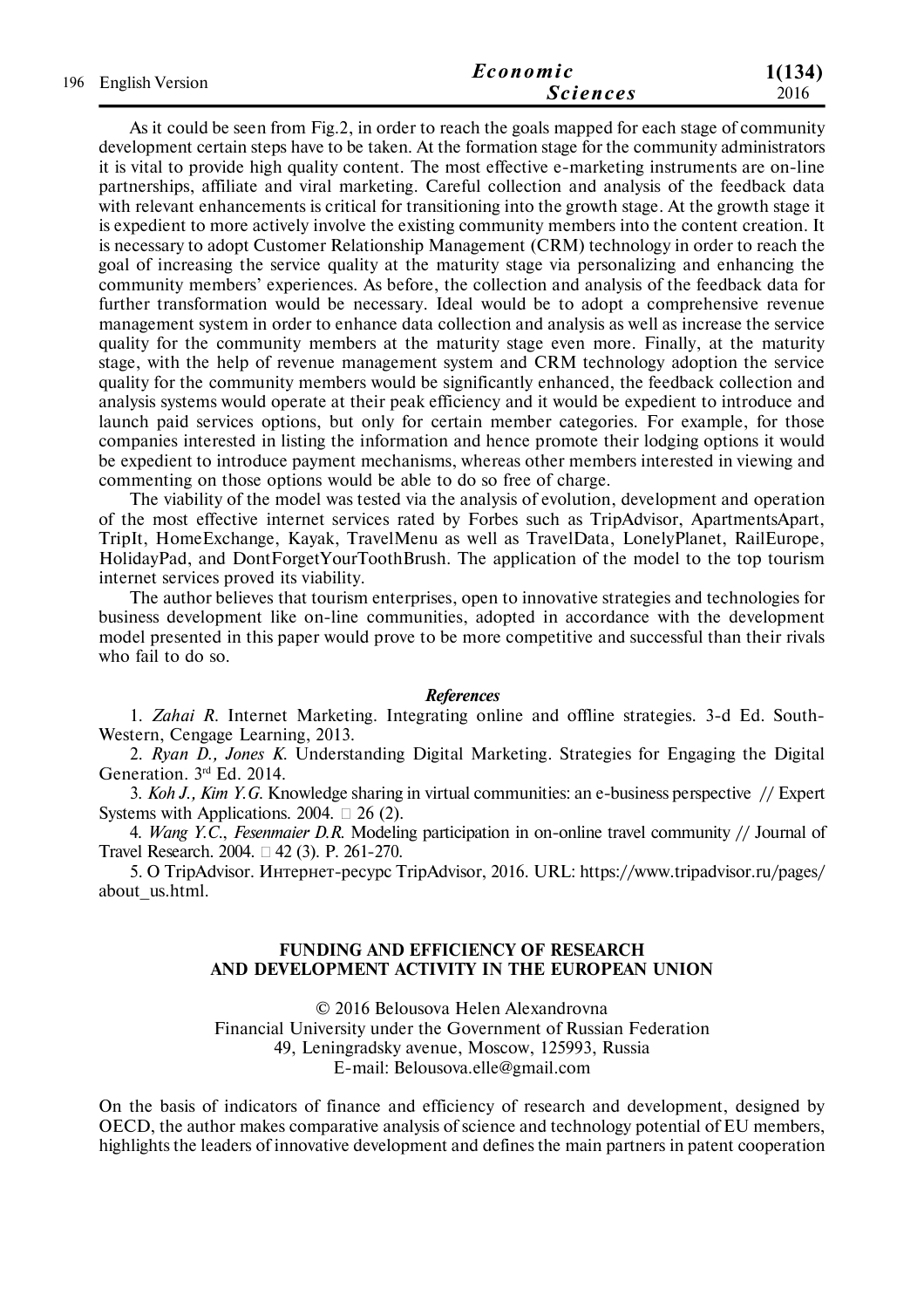As it could be seen from Fig.2, in order to reach the goals mapped for each stage of community development certain steps have to be taken. At the formation stage for the community administrators it is vital to provide high quality content. The most effective e-marketing instruments are on-line partnerships, affiliate and viral marketing. Careful collection and analysis of the feedback data with relevant enhancements is critical for transitioning into the growth stage. At the growth stage it is expedient to more actively involve the existing community members into the content creation. It is necessary to adopt Customer Relationship Management (CRM) technology in order to reach the goal of increasing the service quality at the maturity stage via personalizing and enhancing the community members' experiences. As before, the collection and analysis of the feedback data for further transformation would be necessary. Ideal would be to adopt a comprehensive revenue management system in order to enhance data collection and analysis as well as increase the service quality for the community members at the maturity stage even more. Finally, at the maturity stage, with the help of revenue management system and CRM technology adoption the service quality for the community members would be significantly enhanced, the feedback collection and analysis systems would operate at their peak efficiency and it would be expedient to introduce and launch paid services options, but only for certain member categories. For example, for those companies interested in listing the information and hence promote their lodging options it would be expedient to introduce payment mechanisms, whereas other members interested in viewing and commenting on those options would be able to do so free of charge.

The viability of the model was tested via the analysis of evolution, development and operation of the most effective internet services rated by Forbes such as TripAdvisor, ApartmentsApart, TripIt, HomeExchange, Kayak, TravelMenu as well as TravelData, LonelyPlanet, RailEurope, HolidayPad, and DontForgetYourToothBrush. The application of the model to the top tourism internet services proved its viability.

The author believes that tourism enterprises, open to innovative strategies and technologies for business development like on-line communities, adopted in accordance with the development model presented in this paper would prove to be more competitive and successful than their rivals who fail to do so.

### *References*

1. *Zahai R.* Internet Marketing. Integrating online and offline strategies. 3-d Ed. South-Western, Cengage Learning, 2013.
2. *Ryan D., Jones K.* Understanding Digital Marketing. Strategies for Engaging the Digital Generation. 3rd Ed. 2014.
3. *Koh J., Kim Y.G.* Knowledge sharing in virtual communities: an e-business perspective // Expert Systems with Applications. 2004. № 26 (2).
4. *Wang Y.C., Fesenmaier D.R.* Modeling participation in on-online travel community // Journal of Travel Research. 2004. № 42 (3). P. 261-270.
5. О TripAdvisor. Интернет-ресурс TripAdvisor, 2016. URL: https://www.tripadvisor.ru/pages/about_us.html.

## FUNDING AND EFFICIENCY OF RESEARCH AND DEVELOPMENT ACTIVITY IN THE EUROPEAN UNION

© 2016 Belousova Helen Alexandrovna
Financial University under the Government of Russian Federation
49, Leningradsky avenue, Moscow, 125993, Russia
E-mail: Belousova.elle@gmail.com

On the basis of indicators of finance and efficiency of research and development, designed by OECD, the author makes comparative analysis of science and technology potential of EU members, highlights the leaders of innovative development and defines the main partners in patent cooperation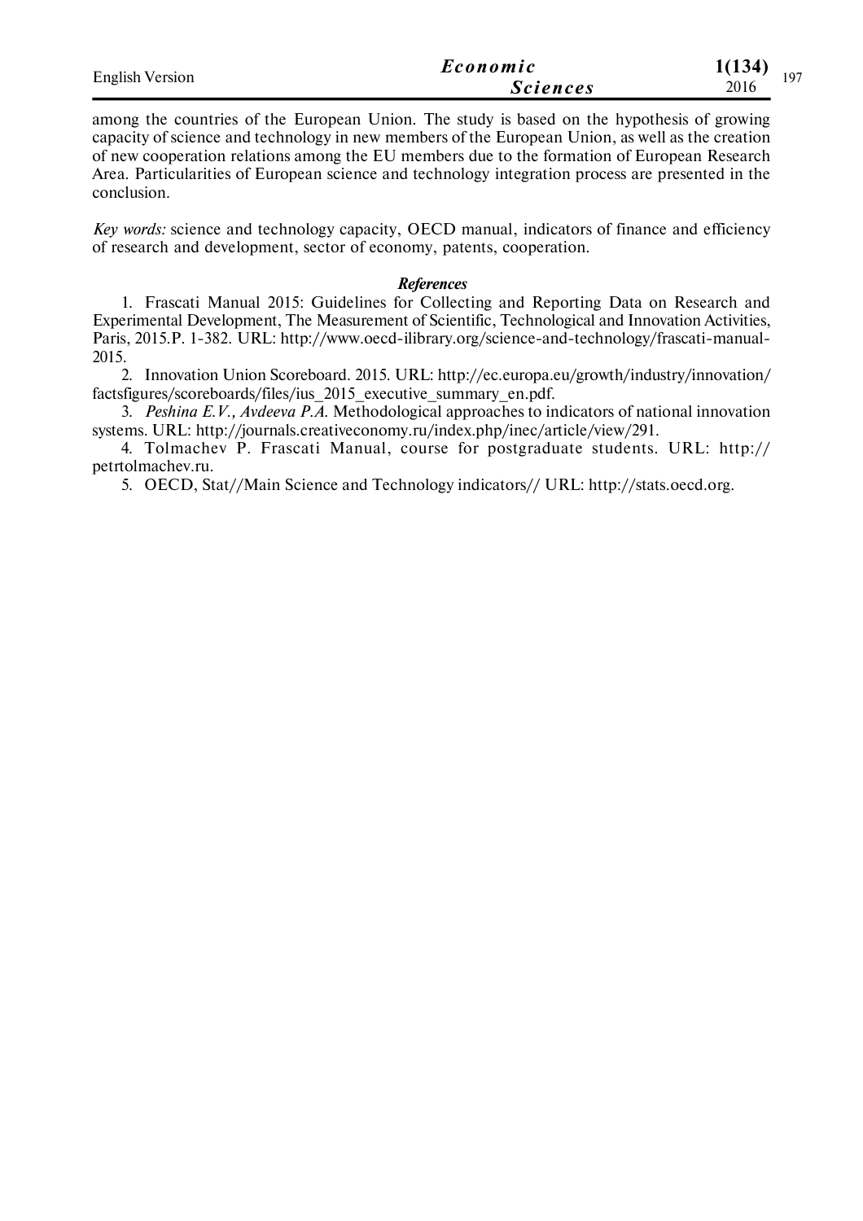among the countries of the European Union. The study is based on the hypothesis of growing capacity of science and technology in new members of the European Union, as well as the creation of new cooperation relations among the EU members due to the formation of European Research Area. Particularities of European science and technology integration process are presented in the conclusion.

*Key words:* science and technology capacity, OECD manual, indicators of finance and efficiency of research and development, sector of economy, patents, cooperation.

### *References*

1. Frascati Manual 2015: Guidelines for Collecting and Reporting Data on Research and Experimental Development, The Measurement of Scientific, Technological and Innovation Activities, Paris, 2015.P. 1-382. URL: http://www.oecd-ilibrary.org/science-and-technology/frascati-manual-2015.
2. Innovation Union Scoreboard. 2015. URL: http://ec.europa.eu/growth/industry/innovation/factsfigures/scoreboards/files/ius_2015_executive_summary_en.pdf.
3. *Peshina E.V., Avdeeva P.A.* Methodological approaches to indicators of national innovation systems. URL: http://journals.creativeconomy.ru/index.php/inec/article/view/291.
4. Tolmachev P. Frascati Manual, course for postgraduate students. URL: http://petrtolmachev.ru.
5. OECD, Stat//Main Science and Technology indicators// URL: http://stats.oecd.org.